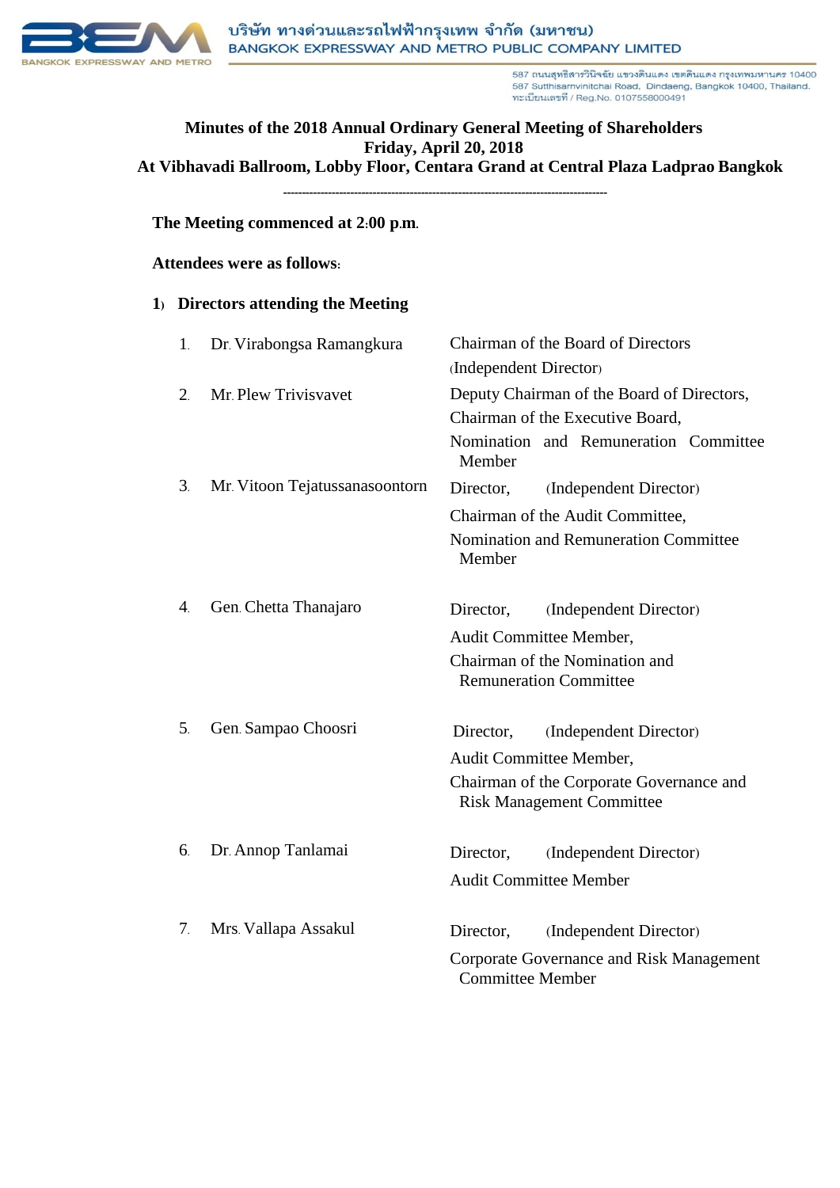บริษัท ทางด่วนและรถไฟฟ้ากรุงเทพ จำกัด (มหาชน)
BANGKOK EXPRESSWAY AND METRO PUBLIC COMPANY LIMITED

587 ถนนสุทธิสารวินิจฉัย แขวงดินแดง เขตดินแดง กรุงเทพมหานคร 10400
587 Sutthisarnvinitchai Road, Dindaeng, Bangkok 10400, Thailand.
ทะเบียนเลขที่ / Reg.No. 0107558000491

# Minutes of the 2018 Annual Ordinary General Meeting of Shareholders
## Friday, April 20, 2018
## At Vibhavadi Ballroom, Lobby Floor, Centara Grand at Central Plaza Ladprao Bangkok

---

**The Meeting commenced at 2:00 p.m.**

**Attendees were as follows:**

**1) Directors attending the Meeting**

| | Name | Position |
|---|---|---|
| 1. | Dr. Virabongsa Ramangkura | Chairman of the Board of Directors (Independent Director) |
| 2. | Mr. Plew Trivisvavet | Deputy Chairman of the Board of Directors, Chairman of the Executive Board, Nomination and Remuneration Committee Member |
| 3. | Mr. Vitoon Tejatussanasoontorn | Director, (Independent Director) Chairman of the Audit Committee, Nomination and Remuneration Committee Member |
| 4. | Gen. Chetta Thanajaro | Director, (Independent Director) Audit Committee Member, Chairman of the Nomination and Remuneration Committee |
| 5. | Gen. Sampao Choosri | Director, (Independent Director) Audit Committee Member, Chairman of the Corporate Governance and Risk Management Committee |
| 6. | Dr. Annop Tanlamai | Director, (Independent Director) Audit Committee Member |
| 7. | Mrs. Vallapa Assakul | Director, (Independent Director) Corporate Governance and Risk Management Committee Member |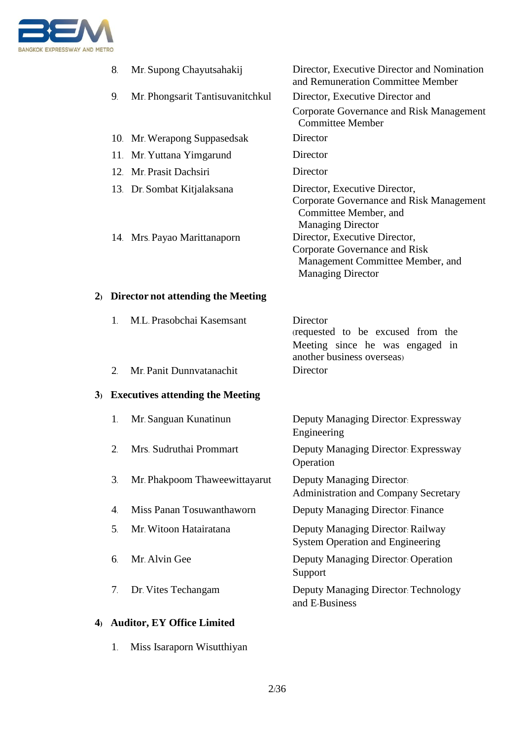| | Name | Position |
|---|---|---|
| 8. | Mr. Supong Chayutsahakij | Director, Executive Director and Nomination and Remuneration Committee Member |
| 9. | Mr. Phongsarit Tantisuvanitchkul | Director, Executive Director and Corporate Governance and Risk Management Committee Member |
| 10. | Mr. Werapong Suppasedsak | Director |
| 11. | Mr. Yuttana Yimgarund | Director |
| 12. | Mr. Prasit Dachsiri | Director |
| 13. | Dr. Sombat Kitjalaksana | Director, Executive Director, Corporate Governance and Risk Management Committee Member, and Managing Director |
| 14. | Mrs. Payao Marittanaporn | Director, Executive Director, Corporate Governance and Risk Management Committee Member, and Managing Director |

**2) Director not attending the Meeting**

| | Name | Position |
|---|---|---|
| 1. | M.L. Prasobchai Kasemsant | Director (requested to be excused from the Meeting since he was engaged in another business overseas) |
| 2. | Mr. Panit Dunnvatanachit | Director |

**3) Executives attending the Meeting**

| | Name | Position |
|---|---|---|
| 1. | Mr. Sanguan Kunatinun | Deputy Managing Director: Expressway Engineering |
| 2. | Mrs. Sudruthai Prommart | Deputy Managing Director: Expressway Operation |
| 3. | Mr. Phakpoom Thaweewittayarut | Deputy Managing Director: Administration and Company Secretary |
| 4. | Miss Panan Tosuwanthaworn | Deputy Managing Director: Finance |
| 5. | Mr. Witoon Hatairatana | Deputy Managing Director: Railway System Operation and Engineering |
| 6. | Mr. Alvin Gee | Deputy Managing Director: Operation Support |
| 7. | Dr. Vites Techangam | Deputy Managing Director: Technology and E-Business |

**4) Auditor, EY Office Limited**

1. Miss Isaraporn Wisutthiyan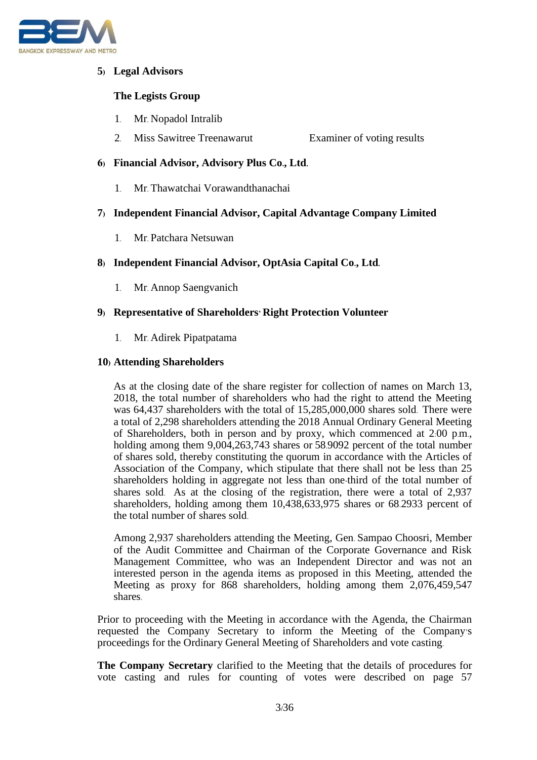**5) Legal Advisors**

**The Legists Group**

1. Mr. Nopadol Intralib
2. Miss Sawitree Treenawarut Examiner of voting results

**6) Financial Advisor, Advisory Plus Co., Ltd.**

1. Mr. Thawatchai Vorawandthanachai

**7) Independent Financial Advisor, Capital Advantage Company Limited**

1. Mr. Patchara Netsuwan

**8) Independent Financial Advisor, OptAsia Capital Co., Ltd.**

1. Mr. Annop Saengvanich

**9) Representative of Shareholders' Right Protection Volunteer**

1. Mr. Adirek Pipatpatama

**10) Attending Shareholders**

As at the closing date of the share register for collection of names on March 13, 2018, the total number of shareholders who had the right to attend the Meeting was 64,437 shareholders with the total of 15,285,000,000 shares sold. There were a total of 2,298 shareholders attending the 2018 Annual Ordinary General Meeting of Shareholders, both in person and by proxy, which commenced at 2:00 p.m., holding among them 9,004,263,743 shares or 58.9092 percent of the total number of shares sold, thereby constituting the quorum in accordance with the Articles of Association of the Company, which stipulate that there shall not be less than 25 shareholders holding in aggregate not less than one-third of the total number of shares sold. As at the closing of the registration, there were a total of 2,937 shareholders, holding among them 10,438,633,975 shares or 68.2933 percent of the total number of shares sold.

Among 2,937 shareholders attending the Meeting, Gen. Sampao Choosri, Member of the Audit Committee and Chairman of the Corporate Governance and Risk Management Committee, who was an Independent Director and was not an interested person in the agenda items as proposed in this Meeting, attended the Meeting as proxy for 868 shareholders, holding among them 2,076,459,547 shares.

Prior to proceeding with the Meeting in accordance with the Agenda, the Chairman requested the Company Secretary to inform the Meeting of the Company's proceedings for the Ordinary General Meeting of Shareholders and vote casting.

**The Company Secretary** clarified to the Meeting that the details of procedures for vote casting and rules for counting of votes were described on page 57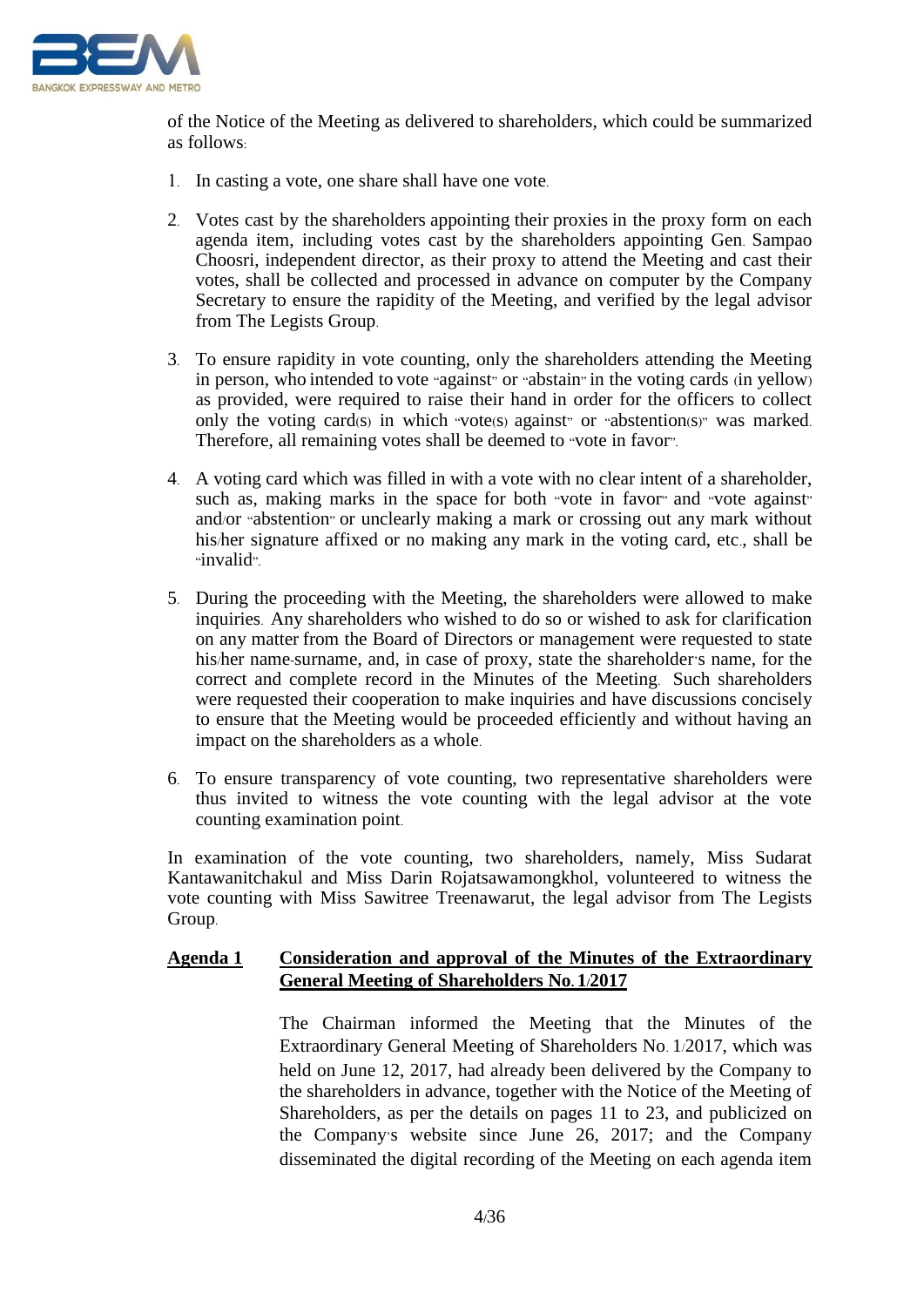of the Notice of the Meeting as delivered to shareholders, which could be summarized as follows:

1. In casting a vote, one share shall have one vote.

2. Votes cast by the shareholders appointing their proxies in the proxy form on each agenda item, including votes cast by the shareholders appointing Gen. Sampao Choosri, independent director, as their proxy to attend the Meeting and cast their votes, shall be collected and processed in advance on computer by the Company Secretary to ensure the rapidity of the Meeting, and verified by the legal advisor from The Legists Group.

3. To ensure rapidity in vote counting, only the shareholders attending the Meeting in person, who intended to vote "against" or "abstain" in the voting cards (in yellow) as provided, were required to raise their hand in order for the officers to collect only the voting card(s) in which "vote(s) against" or "abstention(s)" was marked. Therefore, all remaining votes shall be deemed to "vote in favor".

4. A voting card which was filled in with a vote with no clear intent of a shareholder, such as, making marks in the space for both "vote in favor" and "vote against" and/or "abstention" or unclearly making a mark or crossing out any mark without his/her signature affixed or no making any mark in the voting card, etc., shall be "invalid".

5. During the proceeding with the Meeting, the shareholders were allowed to make inquiries. Any shareholders who wished to do so or wished to ask for clarification on any matter from the Board of Directors or management were requested to state his/her name-surname, and, in case of proxy, state the shareholder's name, for the correct and complete record in the Minutes of the Meeting. Such shareholders were requested their cooperation to make inquiries and have discussions concisely to ensure that the Meeting would be proceeded efficiently and without having an impact on the shareholders as a whole.

6. To ensure transparency of vote counting, two representative shareholders were thus invited to witness the vote counting with the legal advisor at the vote counting examination point.

In examination of the vote counting, two shareholders, namely, Miss Sudarat Kantawanitchakul and Miss Darin Rojatsawamongkhol, volunteered to witness the vote counting with Miss Sawitree Treenawarut, the legal advisor from The Legists Group.

**Agenda 1 Consideration and approval of the Minutes of the Extraordinary General Meeting of Shareholders No. 1/2017**

The Chairman informed the Meeting that the Minutes of the Extraordinary General Meeting of Shareholders No. 1/2017, which was held on June 12, 2017, had already been delivered by the Company to the shareholders in advance, together with the Notice of the Meeting of Shareholders, as per the details on pages 11 to 23, and publicized on the Company's website since June 26, 2017; and the Company disseminated the digital recording of the Meeting on each agenda item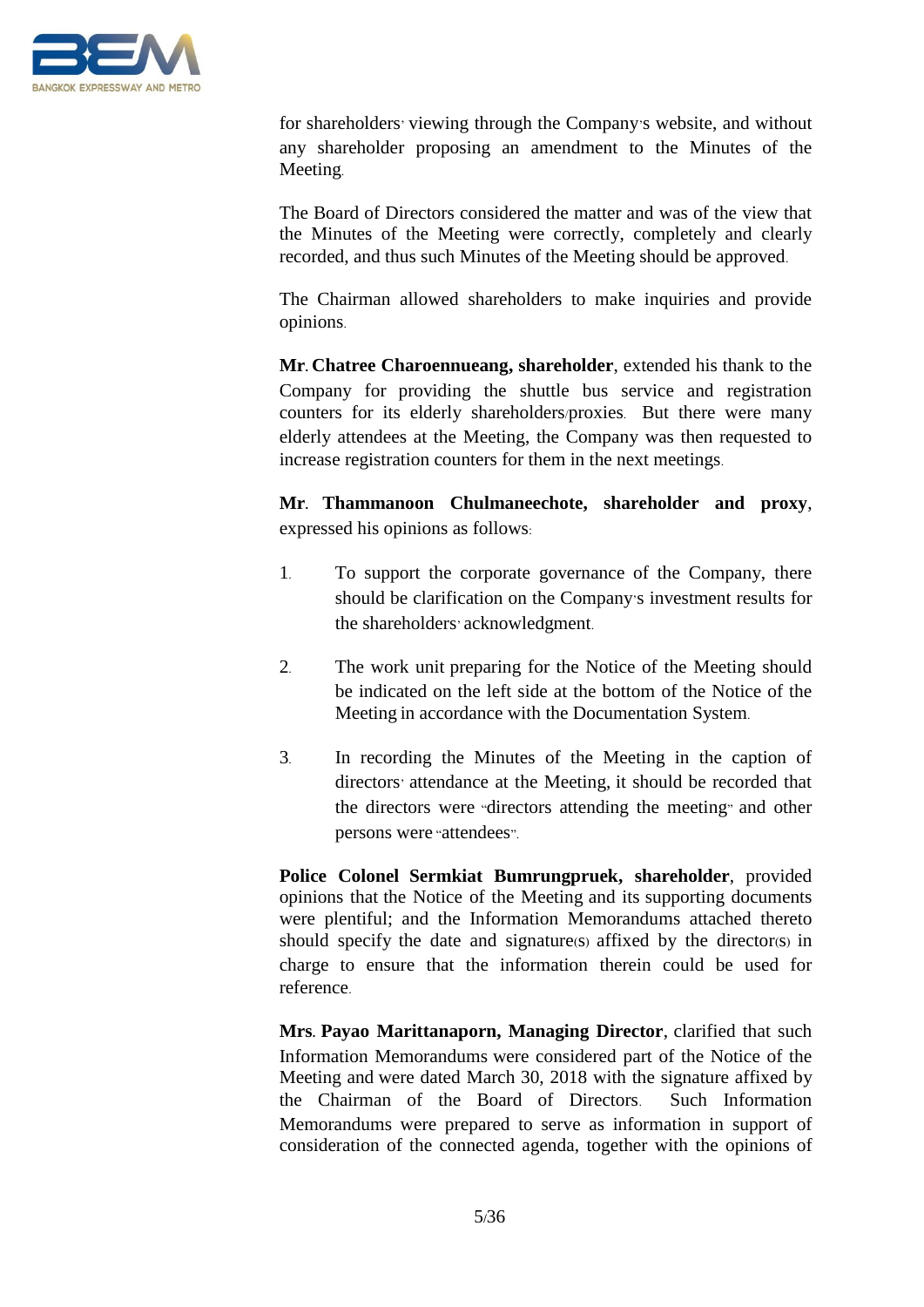for shareholders' viewing through the Company's website, and without any shareholder proposing an amendment to the Minutes of the Meeting.

The Board of Directors considered the matter and was of the view that the Minutes of the Meeting were correctly, completely and clearly recorded, and thus such Minutes of the Meeting should be approved.

The Chairman allowed shareholders to make inquiries and provide opinions.

**Mr. Chatree Charoennueang, shareholder**, extended his thank to the Company for providing the shuttle bus service and registration counters for its elderly shareholders/proxies. But there were many elderly attendees at the Meeting, the Company was then requested to increase registration counters for them in the next meetings.

**Mr. Thammanoon Chulmaneechote, shareholder and proxy**, expressed his opinions as follows:

1. To support the corporate governance of the Company, there should be clarification on the Company's investment results for the shareholders' acknowledgment.

2. The work unit preparing for the Notice of the Meeting should be indicated on the left side at the bottom of the Notice of the Meeting in accordance with the Documentation System.

3. In recording the Minutes of the Meeting in the caption of directors' attendance at the Meeting, it should be recorded that the directors were "directors attending the meeting" and other persons were "attendees".

**Police Colonel Sermkiat Bumrungpruek, shareholder**, provided opinions that the Notice of the Meeting and its supporting documents were plentiful; and the Information Memorandums attached thereto should specify the date and signature(s) affixed by the director(s) in charge to ensure that the information therein could be used for reference.

**Mrs. Payao Marittanaporn, Managing Director**, clarified that such Information Memorandums were considered part of the Notice of the Meeting and were dated March 30, 2018 with the signature affixed by the Chairman of the Board of Directors. Such Information Memorandums were prepared to serve as information in support of consideration of the connected agenda, together with the opinions of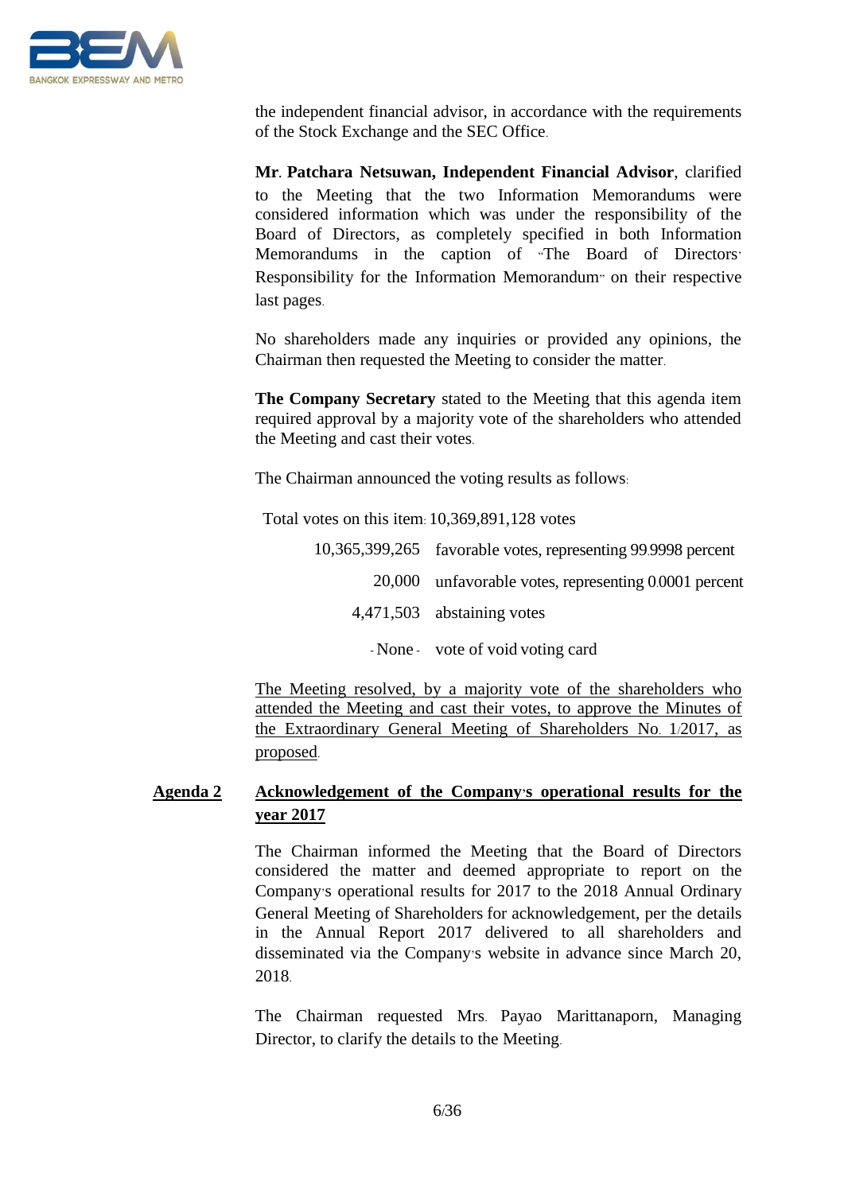the independent financial advisor, in accordance with the requirements of the Stock Exchange and the SEC Office.

**Mr. Patchara Netsuwan, Independent Financial Advisor**, clarified to the Meeting that the two Information Memorandums were considered information which was under the responsibility of the Board of Directors, as completely specified in both Information Memorandums in the caption of "The Board of Directors' Responsibility for the Information Memorandum" on their respective last pages.

No shareholders made any inquiries or provided any opinions, the Chairman then requested the Meeting to consider the matter.

**The Company Secretary** stated to the Meeting that this agenda item required approval by a majority vote of the shareholders who attended the Meeting and cast their votes.

The Chairman announced the voting results as follows:

Total votes on this item: 10,369,891,128 votes

| | |
|---|---|
| 10,365,399,265 | favorable votes, representing 99.9998 percent |
| 20,000 | unfavorable votes, representing 0.0001 percent |
| 4,471,503 | abstaining votes |
| - None - | vote of void voting card |

<u>The Meeting resolved, by a majority vote of the shareholders who attended the Meeting and cast their votes, to approve the Minutes of the Extraordinary General Meeting of Shareholders No. 1/2017, as proposed.</u>

## <u>Agenda 2</u> <u>Acknowledgement of the Company's operational results for the year 2017</u>

The Chairman informed the Meeting that the Board of Directors considered the matter and deemed appropriate to report on the Company's operational results for 2017 to the 2018 Annual Ordinary General Meeting of Shareholders for acknowledgement, per the details in the Annual Report 2017 delivered to all shareholders and disseminated via the Company's website in advance since March 20, 2018.

The Chairman requested Mrs. Payao Marittanaporn, Managing Director, to clarify the details to the Meeting.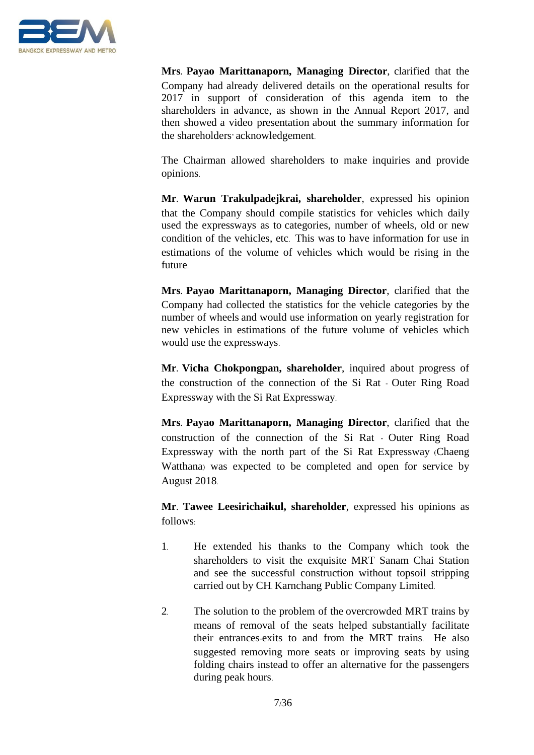**Mrs. Payao Marittanaporn, Managing Director**, clarified that the Company had already delivered details on the operational results for 2017 in support of consideration of this agenda item to the shareholders in advance, as shown in the Annual Report 2017, and then showed a video presentation about the summary information for the shareholders' acknowledgement.

The Chairman allowed shareholders to make inquiries and provide opinions.

**Mr. Warun Trakulpadejkrai, shareholder**, expressed his opinion that the Company should compile statistics for vehicles which daily used the expressways as to categories, number of wheels, old or new condition of the vehicles, etc. This was to have information for use in estimations of the volume of vehicles which would be rising in the future.

**Mrs. Payao Marittanaporn, Managing Director**, clarified that the Company had collected the statistics for the vehicle categories by the number of wheels and would use information on yearly registration for new vehicles in estimations of the future volume of vehicles which would use the expressways.

**Mr. Vicha Chokpongpan, shareholder**, inquired about progress of the construction of the connection of the Si Rat - Outer Ring Road Expressway with the Si Rat Expressway.

**Mrs. Payao Marittanaporn, Managing Director**, clarified that the construction of the connection of the Si Rat - Outer Ring Road Expressway with the north part of the Si Rat Expressway (Chaeng Watthana) was expected to be completed and open for service by August 2018.

**Mr. Tawee Leesirichaikul, shareholder**, expressed his opinions as follows:

1. He extended his thanks to the Company which took the shareholders to visit the exquisite MRT Sanam Chai Station and see the successful construction without topsoil stripping carried out by CH. Karnchang Public Company Limited.

2. The solution to the problem of the overcrowded MRT trains by means of removal of the seats helped substantially facilitate their entrances-exits to and from the MRT trains. He also suggested removing more seats or improving seats by using folding chairs instead to offer an alternative for the passengers during peak hours.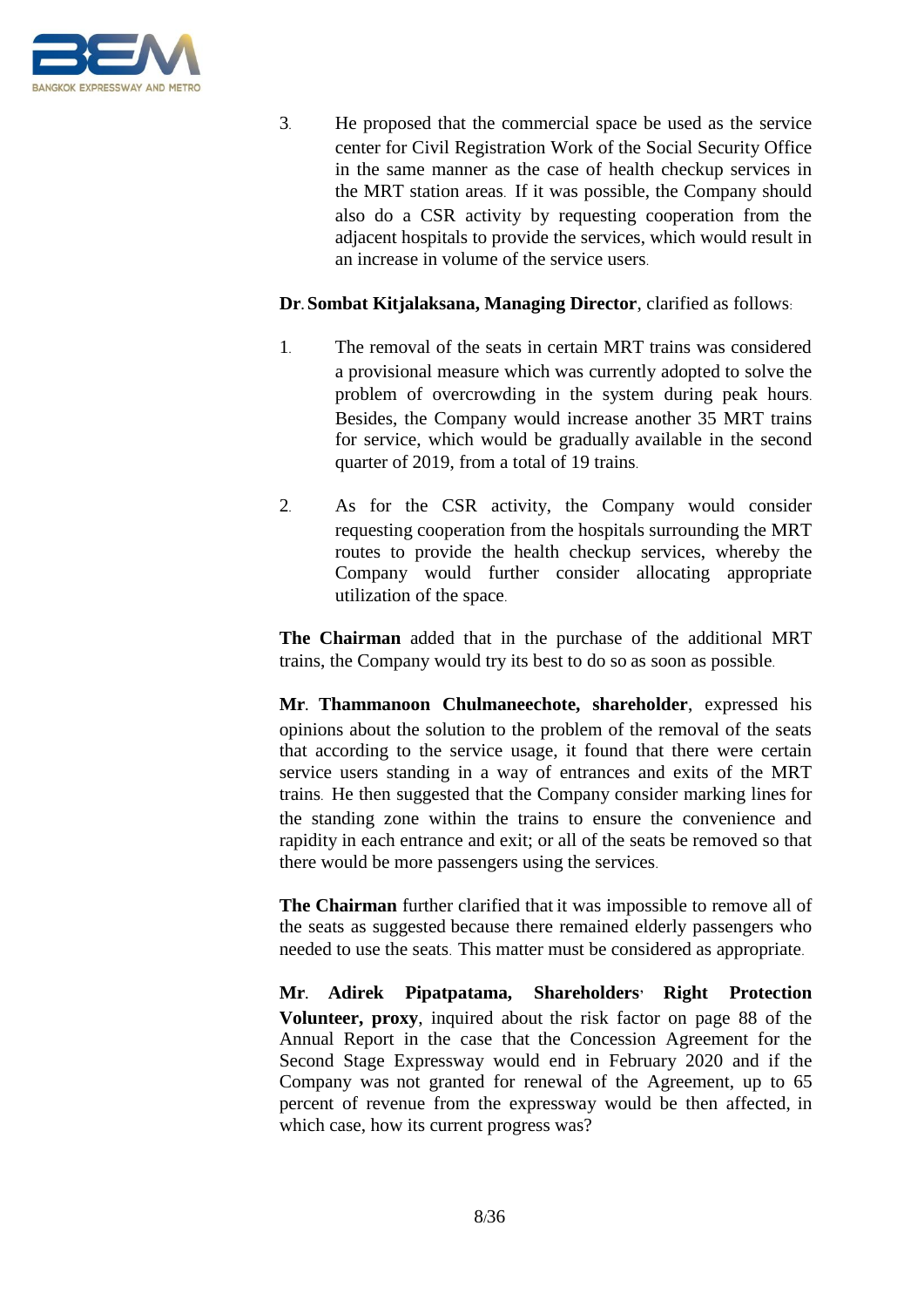3. He proposed that the commercial space be used as the service center for Civil Registration Work of the Social Security Office in the same manner as the case of health checkup services in the MRT station areas. If it was possible, the Company should also do a CSR activity by requesting cooperation from the adjacent hospitals to provide the services, which would result in an increase in volume of the service users.

**Dr. Sombat Kitjalaksana, Managing Director**, clarified as follows:

1. The removal of the seats in certain MRT trains was considered a provisional measure which was currently adopted to solve the problem of overcrowding in the system during peak hours. Besides, the Company would increase another 35 MRT trains for service, which would be gradually available in the second quarter of 2019, from a total of 19 trains.

2. As for the CSR activity, the Company would consider requesting cooperation from the hospitals surrounding the MRT routes to provide the health checkup services, whereby the Company would further consider allocating appropriate utilization of the space.

**The Chairman** added that in the purchase of the additional MRT trains, the Company would try its best to do so as soon as possible.

**Mr. Thammanoon Chulmaneechote, shareholder**, expressed his opinions about the solution to the problem of the removal of the seats that according to the service usage, it found that there were certain service users standing in a way of entrances and exits of the MRT trains. He then suggested that the Company consider marking lines for the standing zone within the trains to ensure the convenience and rapidity in each entrance and exit; or all of the seats be removed so that there would be more passengers using the services.

**The Chairman** further clarified that it was impossible to remove all of the seats as suggested because there remained elderly passengers who needed to use the seats. This matter must be considered as appropriate.

**Mr. Adirek Pipatpatama, Shareholders' Right Protection Volunteer, proxy**, inquired about the risk factor on page 88 of the Annual Report in the case that the Concession Agreement for the Second Stage Expressway would end in February 2020 and if the Company was not granted for renewal of the Agreement, up to 65 percent of revenue from the expressway would be then affected, in which case, how its current progress was?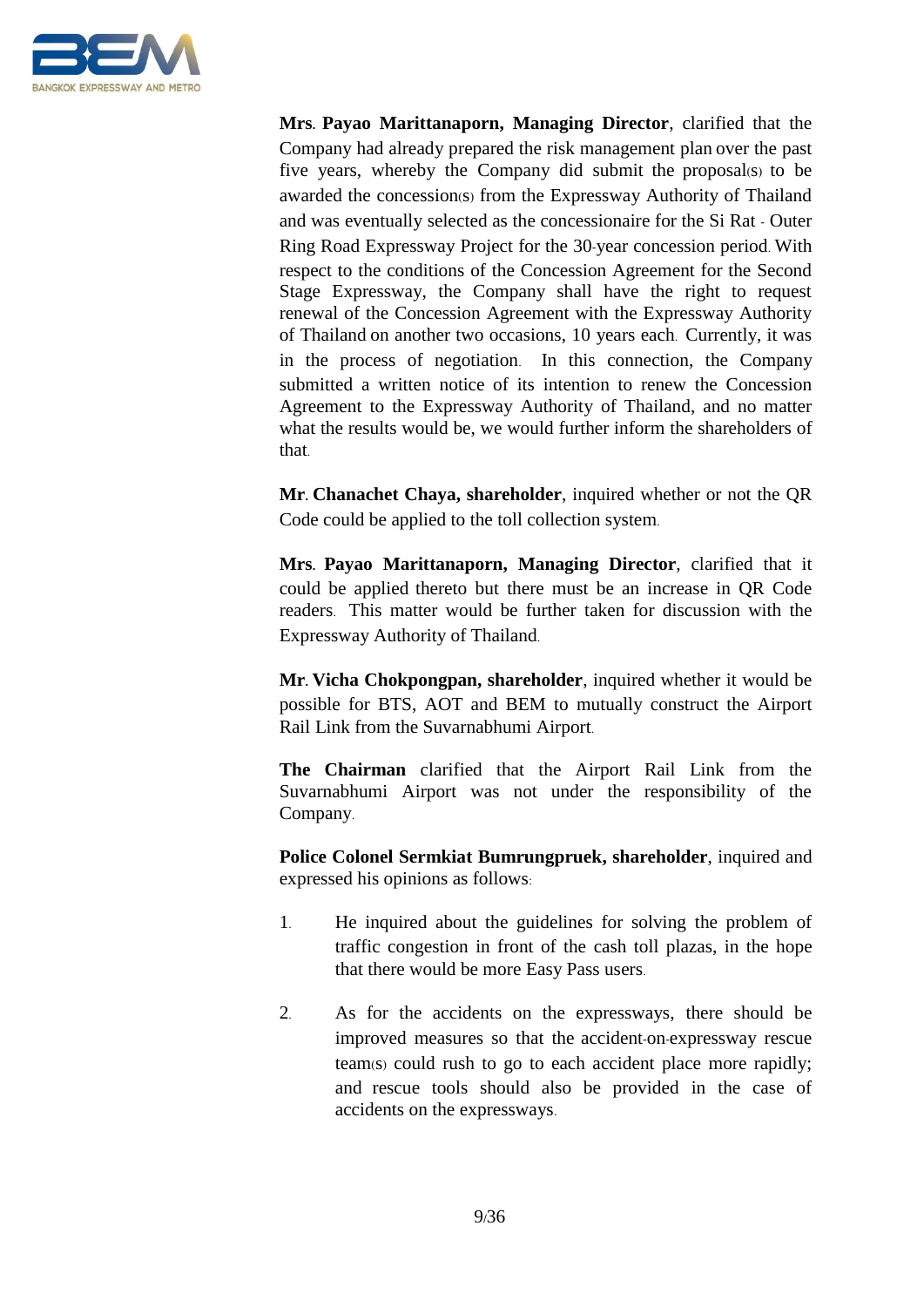**Mrs. Payao Marittanaporn, Managing Director**, clarified that the Company had already prepared the risk management plan over the past five years, whereby the Company did submit the proposal(s) to be awarded the concession(s) from the Expressway Authority of Thailand and was eventually selected as the concessionaire for the Si Rat - Outer Ring Road Expressway Project for the 30-year concession period. With respect to the conditions of the Concession Agreement for the Second Stage Expressway, the Company shall have the right to request renewal of the Concession Agreement with the Expressway Authority of Thailand on another two occasions, 10 years each. Currently, it was in the process of negotiation. In this connection, the Company submitted a written notice of its intention to renew the Concession Agreement to the Expressway Authority of Thailand, and no matter what the results would be, we would further inform the shareholders of that.

**Mr. Chanachet Chaya, shareholder**, inquired whether or not the QR Code could be applied to the toll collection system.

**Mrs. Payao Marittanaporn, Managing Director**, clarified that it could be applied thereto but there must be an increase in QR Code readers. This matter would be further taken for discussion with the Expressway Authority of Thailand.

**Mr. Vicha Chokpongpan, shareholder**, inquired whether it would be possible for BTS, AOT and BEM to mutually construct the Airport Rail Link from the Suvarnabhumi Airport.

**The Chairman** clarified that the Airport Rail Link from the Suvarnabhumi Airport was not under the responsibility of the Company.

**Police Colonel Sermkiat Bumrungpruek, shareholder**, inquired and expressed his opinions as follows:

1. He inquired about the guidelines for solving the problem of traffic congestion in front of the cash toll plazas, in the hope that there would be more Easy Pass users.

2. As for the accidents on the expressways, there should be improved measures so that the accident-on-expressway rescue team(s) could rush to go to each accident place more rapidly; and rescue tools should also be provided in the case of accidents on the expressways.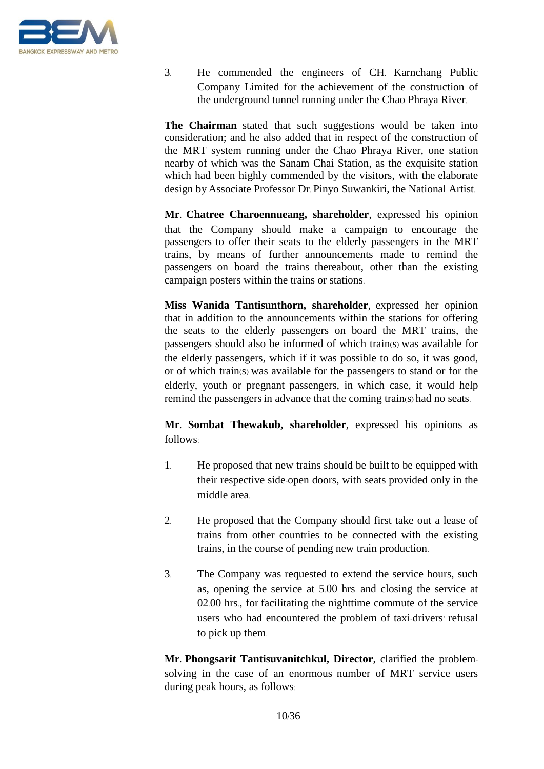3. He commended the engineers of CH. Karnchang Public Company Limited for the achievement of the construction of the underground tunnel running under the Chao Phraya River.

**The Chairman** stated that such suggestions would be taken into consideration; and he also added that in respect of the construction of the MRT system running under the Chao Phraya River, one station nearby of which was the Sanam Chai Station, as the exquisite station which had been highly commended by the visitors, with the elaborate design by Associate Professor Dr. Pinyo Suwankiri, the National Artist.

**Mr. Chatree Charoennueang, shareholder**, expressed his opinion that the Company should make a campaign to encourage the passengers to offer their seats to the elderly passengers in the MRT trains, by means of further announcements made to remind the passengers on board the trains thereabout, other than the existing campaign posters within the trains or stations.

**Miss Wanida Tantisunthorn, shareholder**, expressed her opinion that in addition to the announcements within the stations for offering the seats to the elderly passengers on board the MRT trains, the passengers should also be informed of which train(s) was available for the elderly passengers, which if it was possible to do so, it was good, or of which train(s) was available for the passengers to stand or for the elderly, youth or pregnant passengers, in which case, it would help remind the passengers in advance that the coming train(s) had no seats.

**Mr. Sombat Thewakub, shareholder**, expressed his opinions as follows:

1. He proposed that new trains should be built to be equipped with their respective side-open doors, with seats provided only in the middle area.

2. He proposed that the Company should first take out a lease of trains from other countries to be connected with the existing trains, in the course of pending new train production.

3. The Company was requested to extend the service hours, such as, opening the service at 5.00 hrs. and closing the service at 02.00 hrs., for facilitating the nighttime commute of the service users who had encountered the problem of taxi-drivers' refusal to pick up them.

**Mr. Phongsarit Tantisuvanitchkul, Director**, clarified the problem-solving in the case of an enormous number of MRT service users during peak hours, as follows: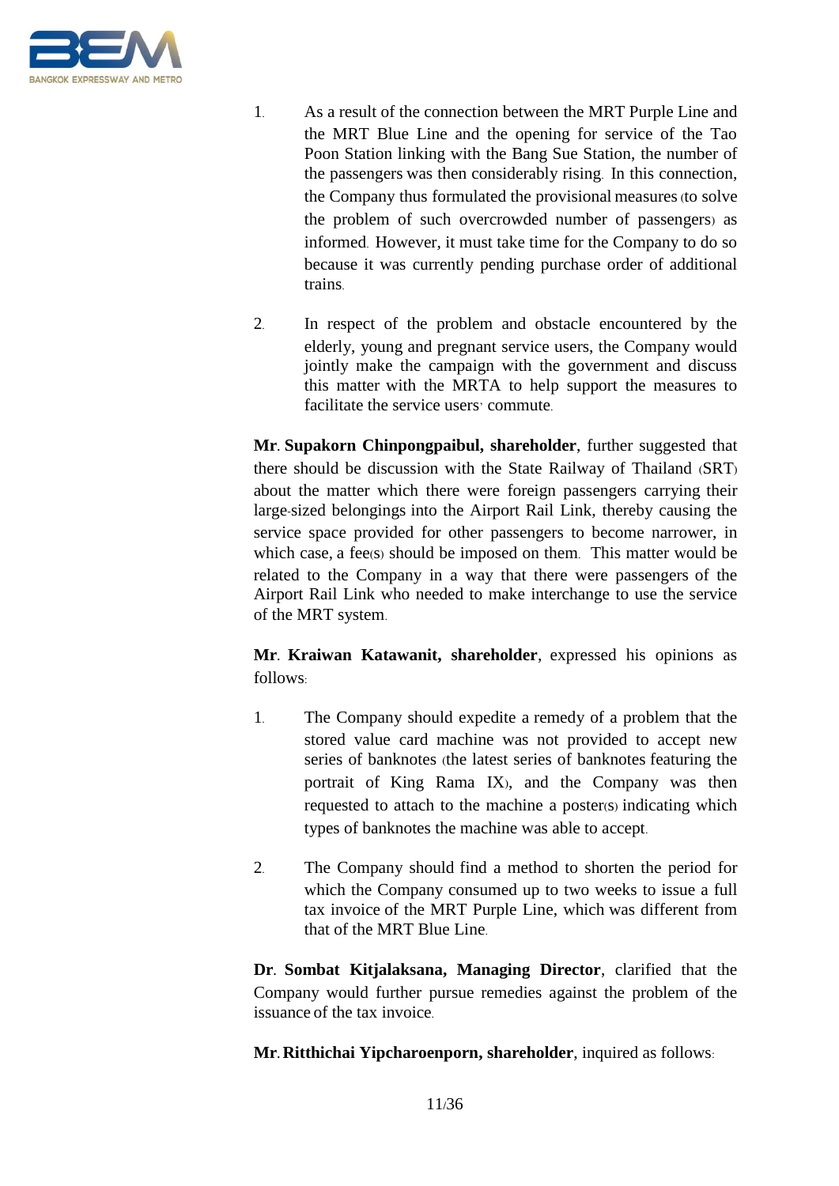1. As a result of the connection between the MRT Purple Line and the MRT Blue Line and the opening for service of the Tao Poon Station linking with the Bang Sue Station, the number of the passengers was then considerably rising. In this connection, the Company thus formulated the provisional measures (to solve the problem of such overcrowded number of passengers) as informed. However, it must take time for the Company to do so because it was currently pending purchase order of additional trains.

2. In respect of the problem and obstacle encountered by the elderly, young and pregnant service users, the Company would jointly make the campaign with the government and discuss this matter with the MRTA to help support the measures to facilitate the service users' commute.

**Mr. Supakorn Chinpongpaibul, shareholder**, further suggested that there should be discussion with the State Railway of Thailand (SRT) about the matter which there were foreign passengers carrying their large-sized belongings into the Airport Rail Link, thereby causing the service space provided for other passengers to become narrower, in which case, a fee(s) should be imposed on them. This matter would be related to the Company in a way that there were passengers of the Airport Rail Link who needed to make interchange to use the service of the MRT system.

**Mr. Kraiwan Katawanit, shareholder**, expressed his opinions as follows:

1. The Company should expedite a remedy of a problem that the stored value card machine was not provided to accept new series of banknotes (the latest series of banknotes featuring the portrait of King Rama IX), and the Company was then requested to attach to the machine a poster(s) indicating which types of banknotes the machine was able to accept.

2. The Company should find a method to shorten the period for which the Company consumed up to two weeks to issue a full tax invoice of the MRT Purple Line, which was different from that of the MRT Blue Line.

**Dr. Sombat Kitjalaksana, Managing Director**, clarified that the Company would further pursue remedies against the problem of the issuance of the tax invoice.

**Mr. Ritthichai Yipcharoenporn, shareholder**, inquired as follows: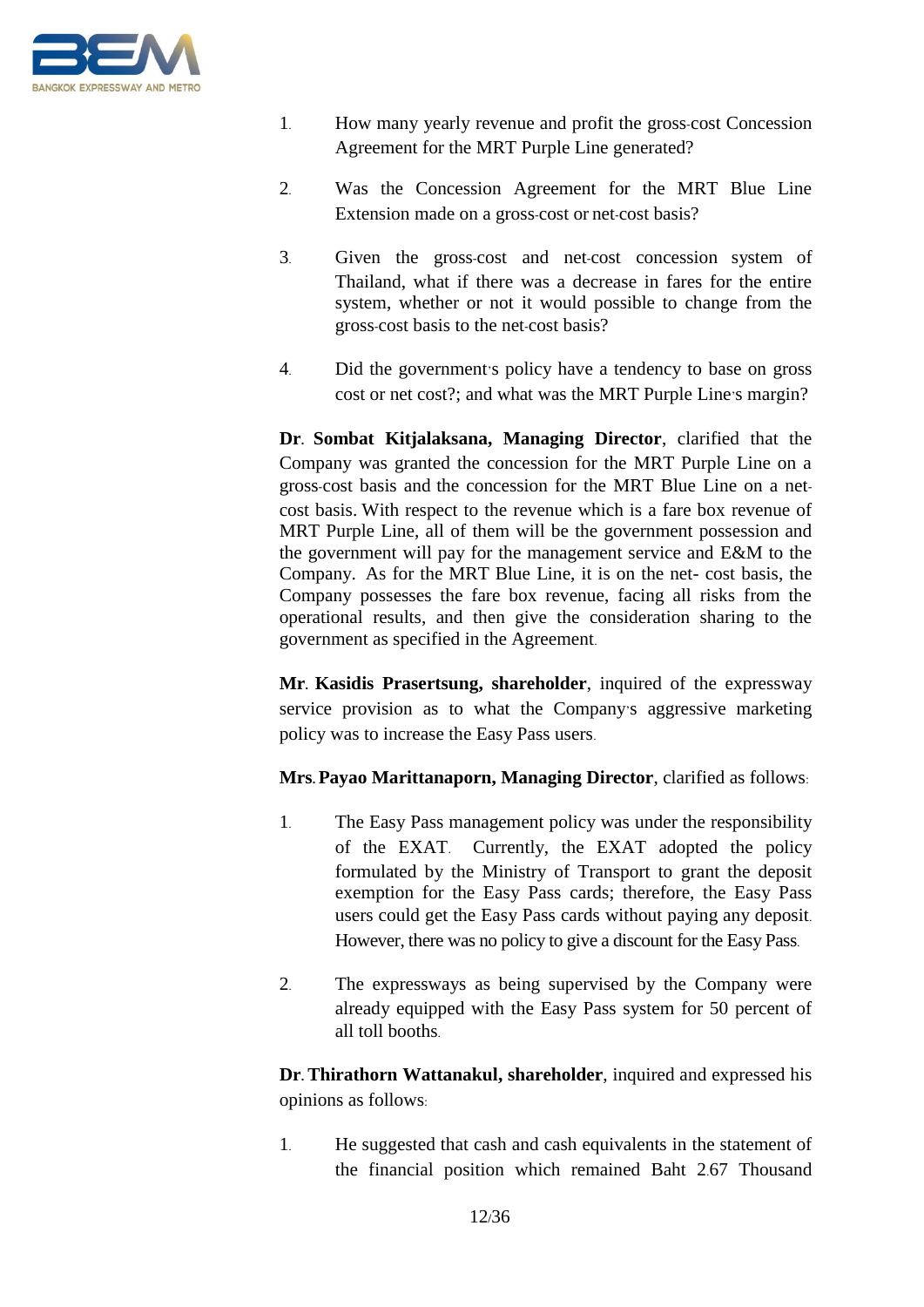1. How many yearly revenue and profit the gross-cost Concession Agreement for the MRT Purple Line generated?

2. Was the Concession Agreement for the MRT Blue Line Extension made on a gross-cost or net-cost basis?

3. Given the gross-cost and net-cost concession system of Thailand, what if there was a decrease in fares for the entire system, whether or not it would possible to change from the gross-cost basis to the net-cost basis?

4. Did the government's policy have a tendency to base on gross cost or net cost?; and what was the MRT Purple Line's margin?

**Dr. Sombat Kitjalaksana, Managing Director**, clarified that the Company was granted the concession for the MRT Purple Line on a gross-cost basis and the concession for the MRT Blue Line on a net-cost basis. With respect to the revenue which is a fare box revenue of MRT Purple Line, all of them will be the government possession and the government will pay for the management service and E&M to the Company. As for the MRT Blue Line, it is on the net- cost basis, the Company possesses the fare box revenue, facing all risks from the operational results, and then give the consideration sharing to the government as specified in the Agreement.

**Mr. Kasidis Prasertsung, shareholder**, inquired of the expressway service provision as to what the Company's aggressive marketing policy was to increase the Easy Pass users.

**Mrs. Payao Marittanaporn, Managing Director**, clarified as follows:

1. The Easy Pass management policy was under the responsibility of the EXAT. Currently, the EXAT adopted the policy formulated by the Ministry of Transport to grant the deposit exemption for the Easy Pass cards; therefore, the Easy Pass users could get the Easy Pass cards without paying any deposit. However, there was no policy to give a discount for the Easy Pass.

2. The expressways as being supervised by the Company were already equipped with the Easy Pass system for 50 percent of all toll booths.

**Dr. Thirathorn Wattanakul, shareholder**, inquired and expressed his opinions as follows:

1. He suggested that cash and cash equivalents in the statement of the financial position which remained Baht 2.67 Thousand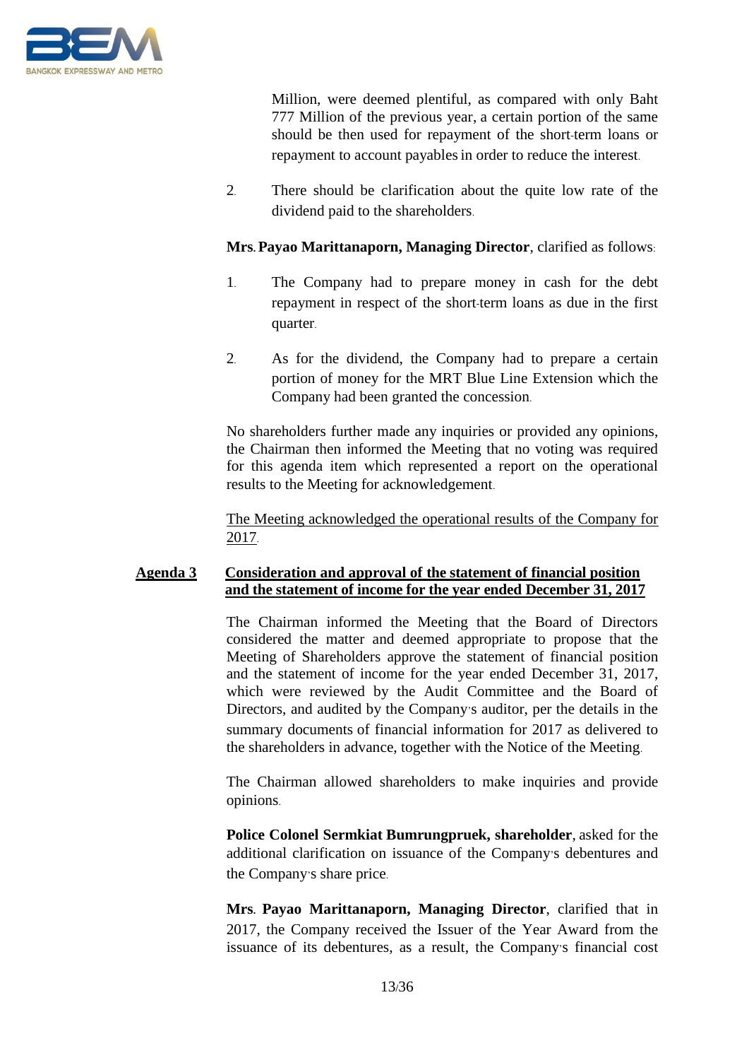Million, were deemed plentiful, as compared with only Baht 777 Million of the previous year, a certain portion of the same should be then used for repayment of the short-term loans or repayment to account payables in order to reduce the interest.

2. There should be clarification about the quite low rate of the dividend paid to the shareholders.

**Mrs. Payao Marittanaporn, Managing Director**, clarified as follows:

1. The Company had to prepare money in cash for the debt repayment in respect of the short-term loans as due in the first quarter.

2. As for the dividend, the Company had to prepare a certain portion of money for the MRT Blue Line Extension which the Company had been granted the concession.

No shareholders further made any inquiries or provided any opinions, the Chairman then informed the Meeting that no voting was required for this agenda item which represented a report on the operational results to the Meeting for acknowledgement.

The Meeting acknowledged the operational results of the Company for 2017.

**Agenda 3 Consideration and approval of the statement of financial position and the statement of income for the year ended December 31, 2017**

The Chairman informed the Meeting that the Board of Directors considered the matter and deemed appropriate to propose that the Meeting of Shareholders approve the statement of financial position and the statement of income for the year ended December 31, 2017, which were reviewed by the Audit Committee and the Board of Directors, and audited by the Company's auditor, per the details in the summary documents of financial information for 2017 as delivered to the shareholders in advance, together with the Notice of the Meeting.

The Chairman allowed shareholders to make inquiries and provide opinions.

**Police Colonel Sermkiat Bumrungpruek, shareholder**, asked for the additional clarification on issuance of the Company's debentures and the Company's share price.

**Mrs. Payao Marittanaporn, Managing Director**, clarified that in 2017, the Company received the Issuer of the Year Award from the issuance of its debentures, as a result, the Company's financial cost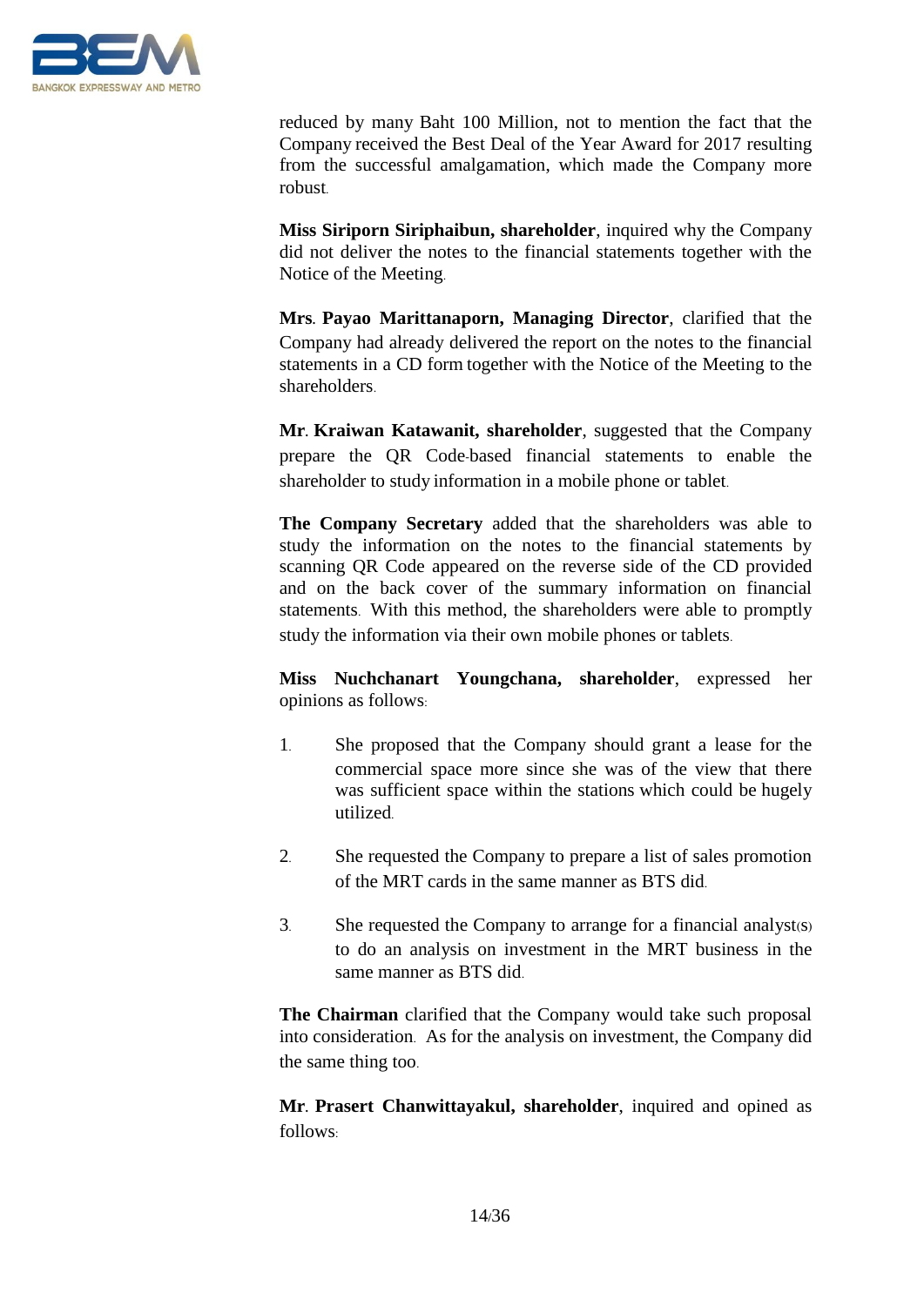reduced by many Baht 100 Million, not to mention the fact that the Company received the Best Deal of the Year Award for 2017 resulting from the successful amalgamation, which made the Company more robust.

**Miss Siriporn Siriphaibun, shareholder**, inquired why the Company did not deliver the notes to the financial statements together with the Notice of the Meeting.

**Mrs. Payao Marittanaporn, Managing Director**, clarified that the Company had already delivered the report on the notes to the financial statements in a CD form together with the Notice of the Meeting to the shareholders.

**Mr. Kraiwan Katawanit, shareholder**, suggested that the Company prepare the QR Code-based financial statements to enable the shareholder to study information in a mobile phone or tablet.

**The Company Secretary** added that the shareholders was able to study the information on the notes to the financial statements by scanning QR Code appeared on the reverse side of the CD provided and on the back cover of the summary information on financial statements. With this method, the shareholders were able to promptly study the information via their own mobile phones or tablets.

**Miss Nuchchanart Youngchana, shareholder**, expressed her opinions as follows:

1. She proposed that the Company should grant a lease for the commercial space more since she was of the view that there was sufficient space within the stations which could be hugely utilized.
2. She requested the Company to prepare a list of sales promotion of the MRT cards in the same manner as BTS did.
3. She requested the Company to arrange for a financial analyst(s) to do an analysis on investment in the MRT business in the same manner as BTS did.

**The Chairman** clarified that the Company would take such proposal into consideration. As for the analysis on investment, the Company did the same thing too.

**Mr. Prasert Chanwittayakul, shareholder**, inquired and opined as follows: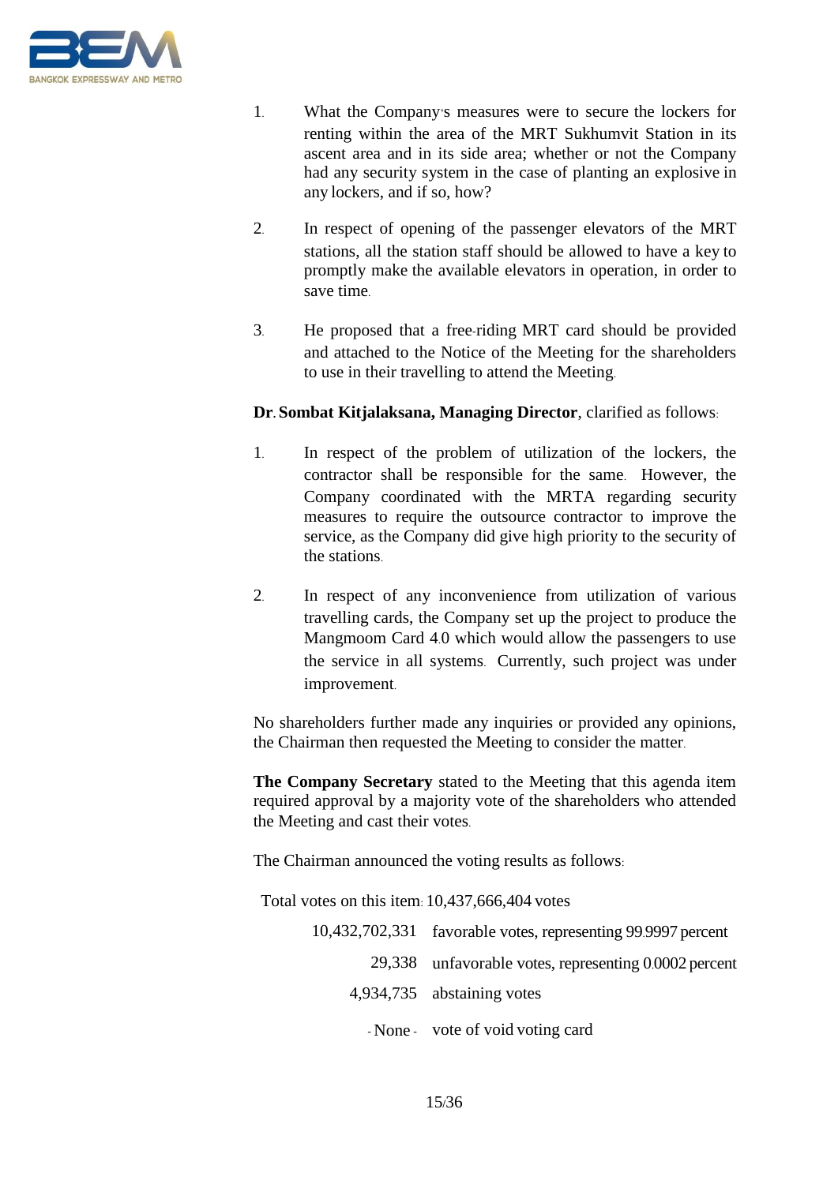1. What the Company's measures were to secure the lockers for renting within the area of the MRT Sukhumvit Station in its ascent area and in its side area; whether or not the Company had any security system in the case of planting an explosive in any lockers, and if so, how?

2. In respect of opening of the passenger elevators of the MRT stations, all the station staff should be allowed to have a key to promptly make the available elevators in operation, in order to save time.

3. He proposed that a free-riding MRT card should be provided and attached to the Notice of the Meeting for the shareholders to use in their travelling to attend the Meeting.

**Dr. Sombat Kitjalaksana, Managing Director**, clarified as follows:

1. In respect of the problem of utilization of the lockers, the contractor shall be responsible for the same. However, the Company coordinated with the MRTA regarding security measures to require the outsource contractor to improve the service, as the Company did give high priority to the security of the stations.

2. In respect of any inconvenience from utilization of various travelling cards, the Company set up the project to produce the Mangmoom Card 4.0 which would allow the passengers to use the service in all systems. Currently, such project was under improvement.

No shareholders further made any inquiries or provided any opinions, the Chairman then requested the Meeting to consider the matter.

**The Company Secretary** stated to the Meeting that this agenda item required approval by a majority vote of the shareholders who attended the Meeting and cast their votes.

The Chairman announced the voting results as follows:

Total votes on this item: 10,437,666,404 votes

| | |
|---|---|
| 10,432,702,331 | favorable votes, representing 99.9997 percent |
| 29,338 | unfavorable votes, representing 0.0002 percent |
| 4,934,735 | abstaining votes |
| - None - | vote of void voting card |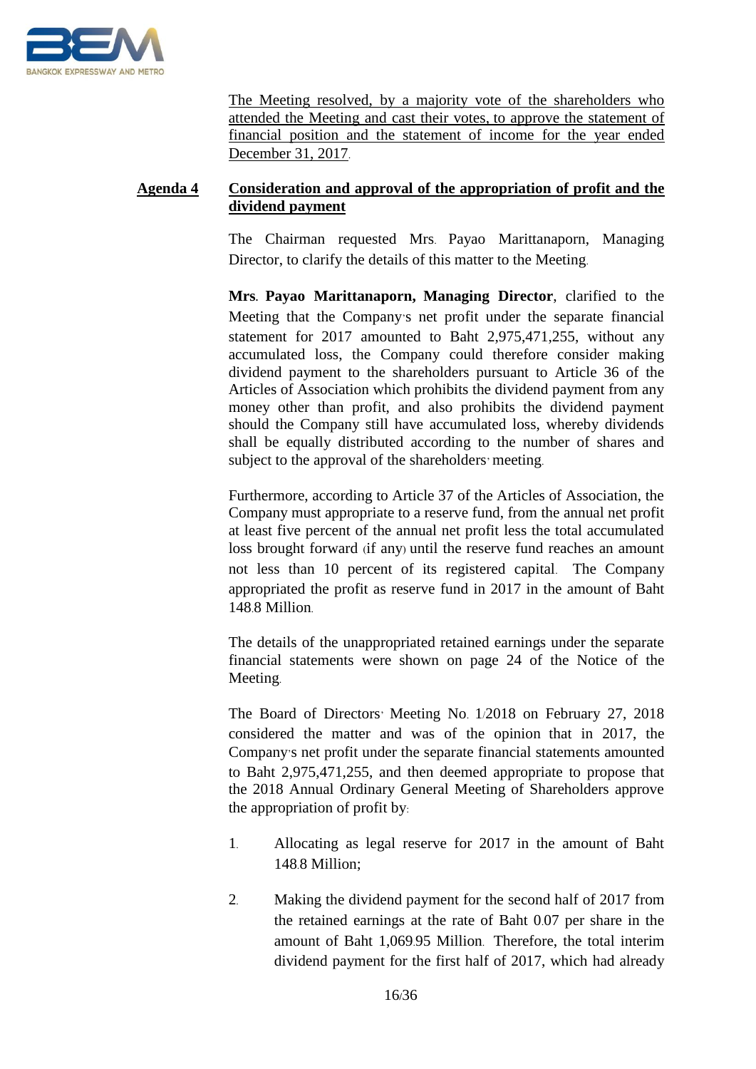<u>The Meeting resolved, by a majority vote of the shareholders who attended the Meeting and cast their votes, to approve the statement of financial position and the statement of income for the year ended December 31, 2017</u>.

**<u>Agenda 4</u>** **<u>Consideration and approval of the appropriation of profit and the dividend payment</u>**

The Chairman requested Mrs. Payao Marittanaporn, Managing Director, to clarify the details of this matter to the Meeting.

**Mrs. Payao Marittanaporn, Managing Director**, clarified to the Meeting that the Company's net profit under the separate financial statement for 2017 amounted to Baht 2,975,471,255, without any accumulated loss, the Company could therefore consider making dividend payment to the shareholders pursuant to Article 36 of the Articles of Association which prohibits the dividend payment from any money other than profit, and also prohibits the dividend payment should the Company still have accumulated loss, whereby dividends shall be equally distributed according to the number of shares and subject to the approval of the shareholders' meeting.

Furthermore, according to Article 37 of the Articles of Association, the Company must appropriate to a reserve fund, from the annual net profit at least five percent of the annual net profit less the total accumulated loss brought forward (if any) until the reserve fund reaches an amount not less than 10 percent of its registered capital. The Company appropriated the profit as reserve fund in 2017 in the amount of Baht 148.8 Million.

The details of the unappropriated retained earnings under the separate financial statements were shown on page 24 of the Notice of the Meeting.

The Board of Directors' Meeting No. 1/2018 on February 27, 2018 considered the matter and was of the opinion that in 2017, the Company's net profit under the separate financial statements amounted to Baht 2,975,471,255, and then deemed appropriate to propose that the 2018 Annual Ordinary General Meeting of Shareholders approve the appropriation of profit by:

1. Allocating as legal reserve for 2017 in the amount of Baht 148.8 Million;

2. Making the dividend payment for the second half of 2017 from the retained earnings at the rate of Baht 0.07 per share in the amount of Baht 1,069.95 Million. Therefore, the total interim dividend payment for the first half of 2017, which had already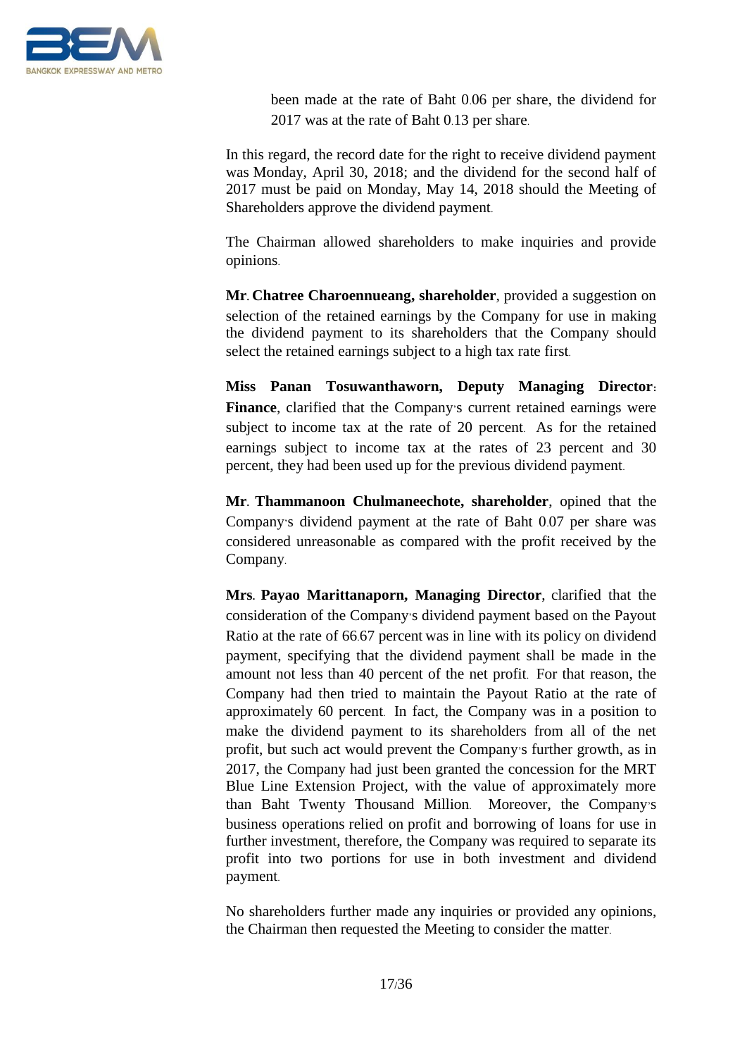been made at the rate of Baht 0.06 per share, the dividend for 2017 was at the rate of Baht 0.13 per share.

In this regard, the record date for the right to receive dividend payment was Monday, April 30, 2018; and the dividend for the second half of 2017 must be paid on Monday, May 14, 2018 should the Meeting of Shareholders approve the dividend payment.

The Chairman allowed shareholders to make inquiries and provide opinions.

**Mr. Chatree Charoennueang, shareholder**, provided a suggestion on selection of the retained earnings by the Company for use in making the dividend payment to its shareholders that the Company should select the retained earnings subject to a high tax rate first.

**Miss Panan Tosuwanthaworn, Deputy Managing Director: Finance**, clarified that the Company's current retained earnings were subject to income tax at the rate of 20 percent. As for the retained earnings subject to income tax at the rates of 23 percent and 30 percent, they had been used up for the previous dividend payment.

**Mr. Thammanoon Chulmaneechote, shareholder**, opined that the Company's dividend payment at the rate of Baht 0.07 per share was considered unreasonable as compared with the profit received by the Company.

**Mrs. Payao Marittanaporn, Managing Director**, clarified that the consideration of the Company's dividend payment based on the Payout Ratio at the rate of 66.67 percent was in line with its policy on dividend payment, specifying that the dividend payment shall be made in the amount not less than 40 percent of the net profit. For that reason, the Company had then tried to maintain the Payout Ratio at the rate of approximately 60 percent. In fact, the Company was in a position to make the dividend payment to its shareholders from all of the net profit, but such act would prevent the Company's further growth, as in 2017, the Company had just been granted the concession for the MRT Blue Line Extension Project, with the value of approximately more than Baht Twenty Thousand Million. Moreover, the Company's business operations relied on profit and borrowing of loans for use in further investment, therefore, the Company was required to separate its profit into two portions for use in both investment and dividend payment.

No shareholders further made any inquiries or provided any opinions, the Chairman then requested the Meeting to consider the matter.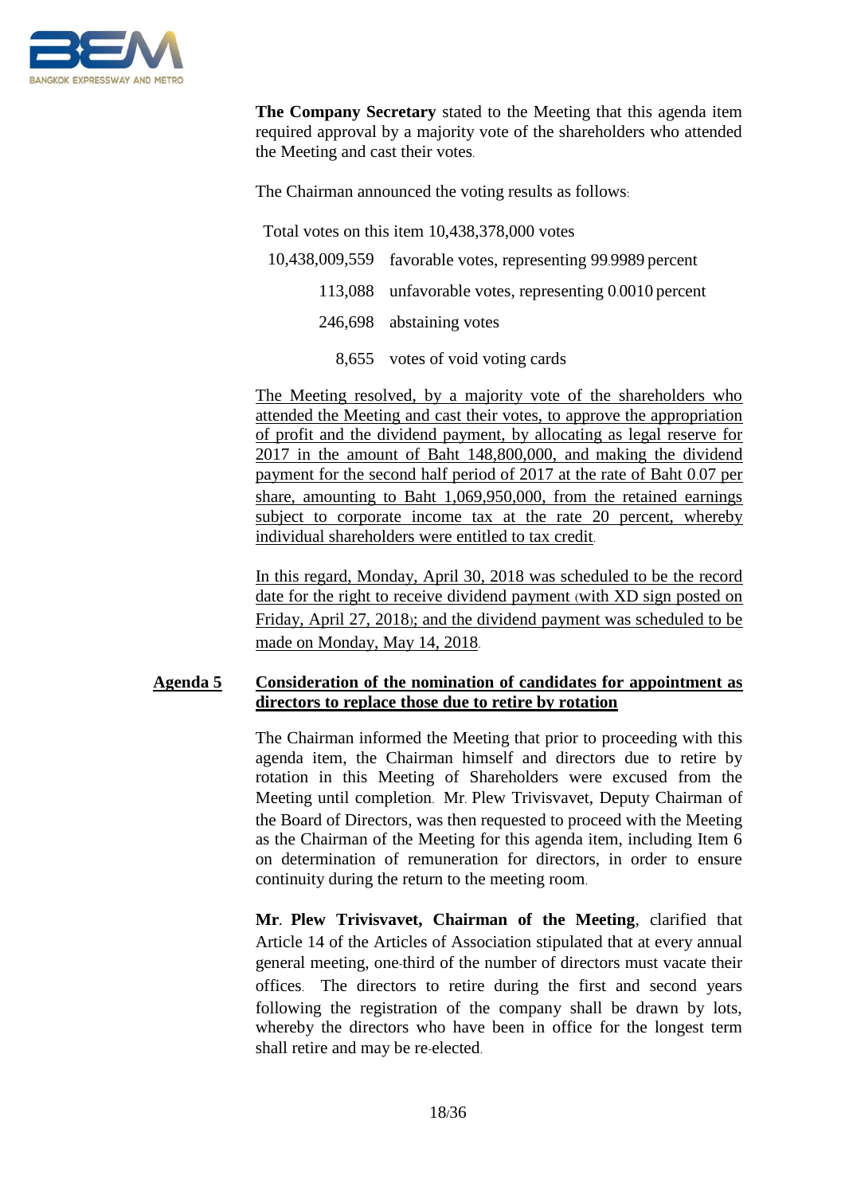**The Company Secretary** stated to the Meeting that this agenda item required approval by a majority vote of the shareholders who attended the Meeting and cast their votes.

The Chairman announced the voting results as follows:

Total votes on this item 10,438,378,000 votes

| | |
|---|---|
| 10,438,009,559 | favorable votes, representing 99.9989 percent |
| 113,088 | unfavorable votes, representing 0.0010 percent |
| 246,698 | abstaining votes |
| 8,655 | votes of void voting cards |

The Meeting resolved, by a majority vote of the shareholders who attended the Meeting and cast their votes, to approve the appropriation of profit and the dividend payment, by allocating as legal reserve for 2017 in the amount of Baht 148,800,000, and making the dividend payment for the second half period of 2017 at the rate of Baht 0.07 per share, amounting to Baht 1,069,950,000, from the retained earnings subject to corporate income tax at the rate 20 percent, whereby individual shareholders were entitled to tax credit.

In this regard, Monday, April 30, 2018 was scheduled to be the record date for the right to receive dividend payment (with XD sign posted on Friday, April 27, 2018); and the dividend payment was scheduled to be made on Monday, May 14, 2018.

**Agenda 5 Consideration of the nomination of candidates for appointment as directors to replace those due to retire by rotation**

The Chairman informed the Meeting that prior to proceeding with this agenda item, the Chairman himself and directors due to retire by rotation in this Meeting of Shareholders were excused from the Meeting until completion. Mr. Plew Trivisvavet, Deputy Chairman of the Board of Directors, was then requested to proceed with the Meeting as the Chairman of the Meeting for this agenda item, including Item 6 on determination of remuneration for directors, in order to ensure continuity during the return to the meeting room.

**Mr. Plew Trivisvavet, Chairman of the Meeting**, clarified that Article 14 of the Articles of Association stipulated that at every annual general meeting, one-third of the number of directors must vacate their offices. The directors to retire during the first and second years following the registration of the company shall be drawn by lots, whereby the directors who have been in office for the longest term shall retire and may be re-elected.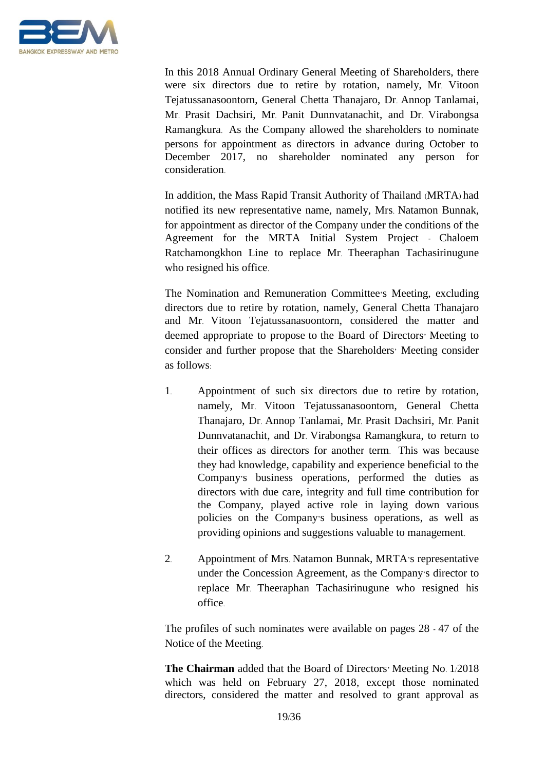In this 2018 Annual Ordinary General Meeting of Shareholders, there were six directors due to retire by rotation, namely, Mr. Vitoon Tejatussanasoontorn, General Chetta Thanajaro, Dr. Annop Tanlamai, Mr. Prasit Dachsiri, Mr. Panit Dunnvatanachit, and Dr. Virabongsa Ramangkura. As the Company allowed the shareholders to nominate persons for appointment as directors in advance during October to December 2017, no shareholder nominated any person for consideration.

In addition, the Mass Rapid Transit Authority of Thailand (MRTA) had notified its new representative name, namely, Mrs. Natamon Bunnak, for appointment as director of the Company under the conditions of the Agreement for the MRTA Initial System Project - Chaloem Ratchamongkhon Line to replace Mr. Theeraphan Tachasirinugune who resigned his office.

The Nomination and Remuneration Committee's Meeting, excluding directors due to retire by rotation, namely, General Chetta Thanajaro and Mr. Vitoon Tejatussanasoontorn, considered the matter and deemed appropriate to propose to the Board of Directors' Meeting to consider and further propose that the Shareholders' Meeting consider as follows:

1. Appointment of such six directors due to retire by rotation, namely, Mr. Vitoon Tejatussanasoontorn, General Chetta Thanajaro, Dr. Annop Tanlamai, Mr. Prasit Dachsiri, Mr. Panit Dunnvatanachit, and Dr. Virabongsa Ramangkura, to return to their offices as directors for another term. This was because they had knowledge, capability and experience beneficial to the Company's business operations, performed the duties as directors with due care, integrity and full time contribution for the Company, played active role in laying down various policies on the Company's business operations, as well as providing opinions and suggestions valuable to management.

2. Appointment of Mrs. Natamon Bunnak, MRTA's representative under the Concession Agreement, as the Company's director to replace Mr. Theeraphan Tachasirinugune who resigned his office.

The profiles of such nominates were available on pages 28 - 47 of the Notice of the Meeting.

**The Chairman** added that the Board of Directors' Meeting No. 1/2018 which was held on February 27, 2018, except those nominated directors, considered the matter and resolved to grant approval as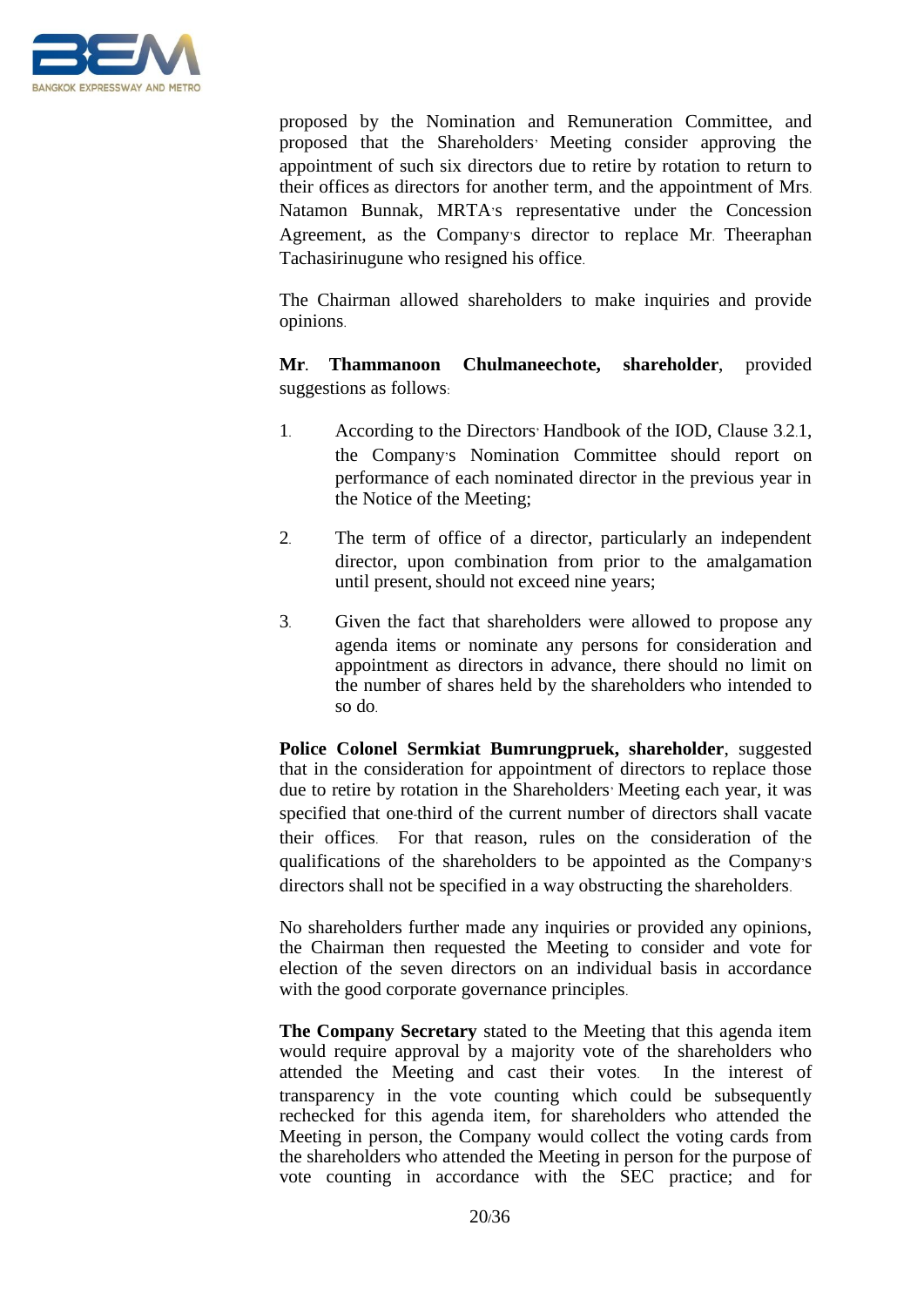proposed by the Nomination and Remuneration Committee, and proposed that the Shareholders' Meeting consider approving the appointment of such six directors due to retire by rotation to return to their offices as directors for another term, and the appointment of Mrs. Natamon Bunnak, MRTA's representative under the Concession Agreement, as the Company's director to replace Mr. Theeraphan Tachasirinugune who resigned his office.

The Chairman allowed shareholders to make inquiries and provide opinions.

**Mr. Thammanoon Chulmaneechote, shareholder**, provided suggestions as follows:

1. According to the Directors' Handbook of the IOD, Clause 3.2.1, the Company's Nomination Committee should report on performance of each nominated director in the previous year in the Notice of the Meeting;

2. The term of office of a director, particularly an independent director, upon combination from prior to the amalgamation until present, should not exceed nine years;

3. Given the fact that shareholders were allowed to propose any agenda items or nominate any persons for consideration and appointment as directors in advance, there should no limit on the number of shares held by the shareholders who intended to so do.

**Police Colonel Sermkiat Bumrungpruek, shareholder**, suggested that in the consideration for appointment of directors to replace those due to retire by rotation in the Shareholders' Meeting each year, it was specified that one-third of the current number of directors shall vacate their offices. For that reason, rules on the consideration of the qualifications of the shareholders to be appointed as the Company's directors shall not be specified in a way obstructing the shareholders.

No shareholders further made any inquiries or provided any opinions, the Chairman then requested the Meeting to consider and vote for election of the seven directors on an individual basis in accordance with the good corporate governance principles.

**The Company Secretary** stated to the Meeting that this agenda item would require approval by a majority vote of the shareholders who attended the Meeting and cast their votes. In the interest of transparency in the vote counting which could be subsequently rechecked for this agenda item, for shareholders who attended the Meeting in person, the Company would collect the voting cards from the shareholders who attended the Meeting in person for the purpose of vote counting in accordance with the SEC practice; and for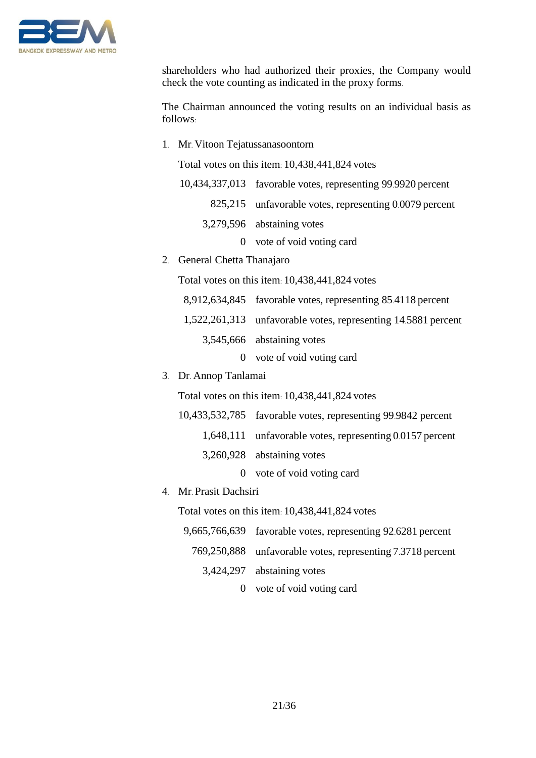shareholders who had authorized their proxies, the Company would check the vote counting as indicated in the proxy forms.

The Chairman announced the voting results on an individual basis as follows:

1. Mr. Vitoon Tejatussanasoontorn

   Total votes on this item: 10,438,441,824 votes

   | | |
   |---:|---|
   | 10,434,337,013 | favorable votes, representing 99.9920 percent |
   | 825,215 | unfavorable votes, representing 0.0079 percent |
   | 3,279,596 | abstaining votes |
   | 0 | vote of void voting card |

2. General Chetta Thanajaro

   Total votes on this item: 10,438,441,824 votes

   | | |
   |---:|---|
   | 8,912,634,845 | favorable votes, representing 85.4118 percent |
   | 1,522,261,313 | unfavorable votes, representing 14.5881 percent |
   | 3,545,666 | abstaining votes |
   | 0 | vote of void voting card |

3. Dr. Annop Tanlamai

   Total votes on this item: 10,438,441,824 votes

   | | |
   |---:|---|
   | 10,433,532,785 | favorable votes, representing 99.9842 percent |
   | 1,648,111 | unfavorable votes, representing 0.0157 percent |
   | 3,260,928 | abstaining votes |
   | 0 | vote of void voting card |

4. Mr. Prasit Dachsiri

   Total votes on this item: 10,438,441,824 votes

   | | |
   |---:|---|
   | 9,665,766,639 | favorable votes, representing 92.6281 percent |
   | 769,250,888 | unfavorable votes, representing 7.3718 percent |
   | 3,424,297 | abstaining votes |
   | 0 | vote of void voting card |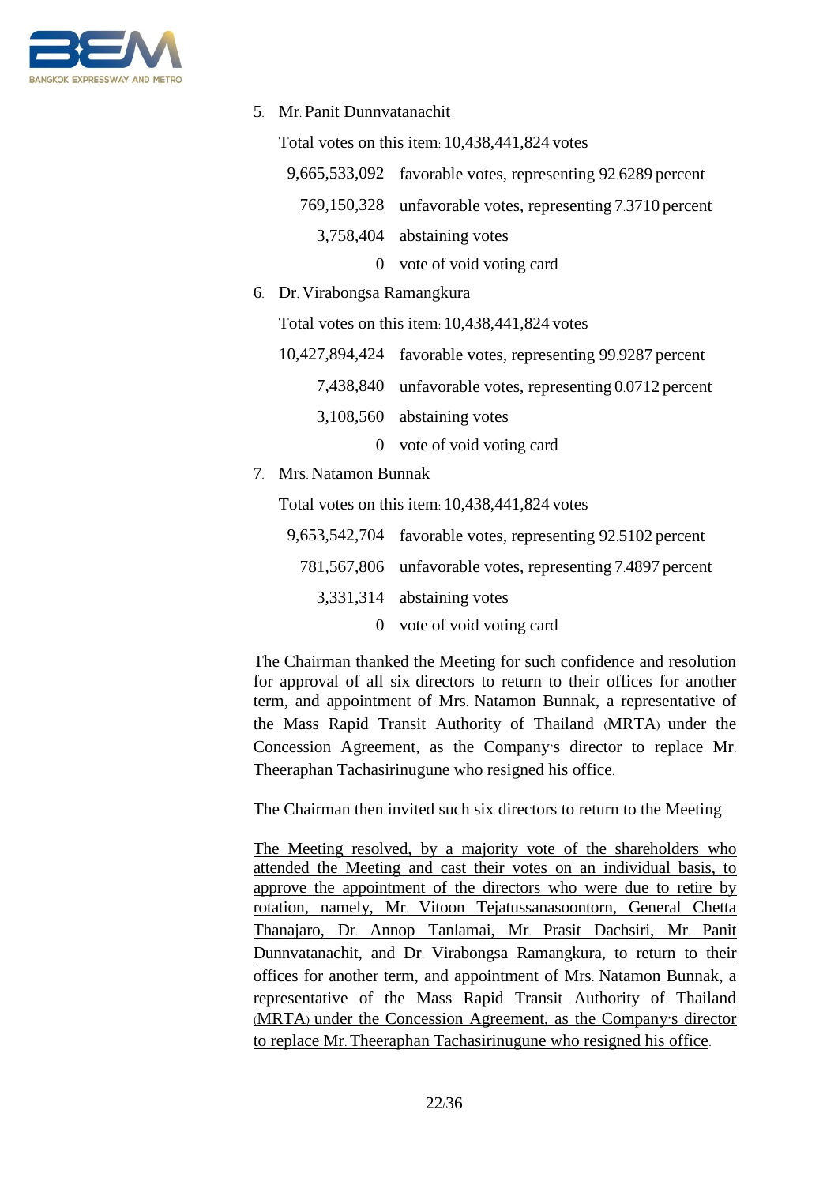5. Mr. Panit Dunnvatanachit

   Total votes on this item: 10,438,441,824 votes

| | |
|---:|---|
| 9,665,533,092 | favorable votes, representing 92.6289 percent |
| 769,150,328 | unfavorable votes, representing 7.3710 percent |
| 3,758,404 | abstaining votes |
| 0 | vote of void voting card |

6. Dr. Virabongsa Ramangkura

   Total votes on this item: 10,438,441,824 votes

| | |
|---:|---|
| 10,427,894,424 | favorable votes, representing 99.9287 percent |
| 7,438,840 | unfavorable votes, representing 0.0712 percent |
| 3,108,560 | abstaining votes |
| 0 | vote of void voting card |

7. Mrs. Natamon Bunnak

   Total votes on this item: 10,438,441,824 votes

| | |
|---:|---|
| 9,653,542,704 | favorable votes, representing 92.5102 percent |
| 781,567,806 | unfavorable votes, representing 7.4897 percent |
| 3,331,314 | abstaining votes |
| 0 | vote of void voting card |

The Chairman thanked the Meeting for such confidence and resolution for approval of all six directors to return to their offices for another term, and appointment of Mrs. Natamon Bunnak, a representative of the Mass Rapid Transit Authority of Thailand (MRTA) under the Concession Agreement, as the Company's director to replace Mr. Theeraphan Tachasirinugune who resigned his office.

The Chairman then invited such six directors to return to the Meeting.

<u>The Meeting resolved, by a majority vote of the shareholders who attended the Meeting and cast their votes on an individual basis, to approve the appointment of the directors who were due to retire by rotation, namely, Mr. Vitoon Tejatussanasoontorn, General Chetta Thanajaro, Dr. Annop Tanlamai, Mr. Prasit Dachsiri, Mr. Panit Dunnvatanachit, and Dr. Virabongsa Ramangkura, to return to their offices for another term, and appointment of Mrs. Natamon Bunnak, a representative of the Mass Rapid Transit Authority of Thailand (MRTA) under the Concession Agreement, as the Company's director to replace Mr. Theeraphan Tachasirinugune who resigned his office</u>.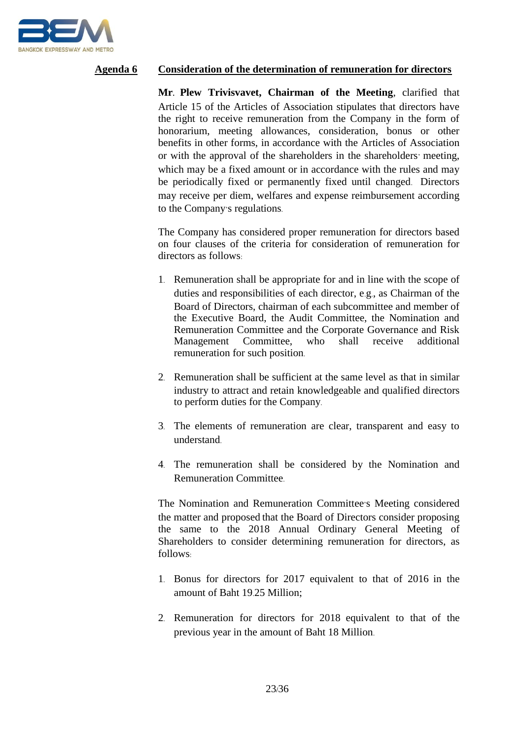**Agenda 6** **Consideration of the determination of remuneration for directors**

**Mr. Plew Trivisvavet, Chairman of the Meeting**, clarified that Article 15 of the Articles of Association stipulates that directors have the right to receive remuneration from the Company in the form of honorarium, meeting allowances, consideration, bonus or other benefits in other forms, in accordance with the Articles of Association or with the approval of the shareholders in the shareholders' meeting, which may be a fixed amount or in accordance with the rules and may be periodically fixed or permanently fixed until changed. Directors may receive per diem, welfares and expense reimbursement according to the Company's regulations.

The Company has considered proper remuneration for directors based on four clauses of the criteria for consideration of remuneration for directors as follows:

1. Remuneration shall be appropriate for and in line with the scope of duties and responsibilities of each director, e.g., as Chairman of the Board of Directors, chairman of each subcommittee and member of the Executive Board, the Audit Committee, the Nomination and Remuneration Committee and the Corporate Governance and Risk Management Committee, who shall receive additional remuneration for such position.

2. Remuneration shall be sufficient at the same level as that in similar industry to attract and retain knowledgeable and qualified directors to perform duties for the Company.

3. The elements of remuneration are clear, transparent and easy to understand.

4. The remuneration shall be considered by the Nomination and Remuneration Committee.

The Nomination and Remuneration Committee's Meeting considered the matter and proposed that the Board of Directors consider proposing the same to the 2018 Annual Ordinary General Meeting of Shareholders to consider determining remuneration for directors, as follows:

1. Bonus for directors for 2017 equivalent to that of 2016 in the amount of Baht 19.25 Million;

2. Remuneration for directors for 2018 equivalent to that of the previous year in the amount of Baht 18 Million.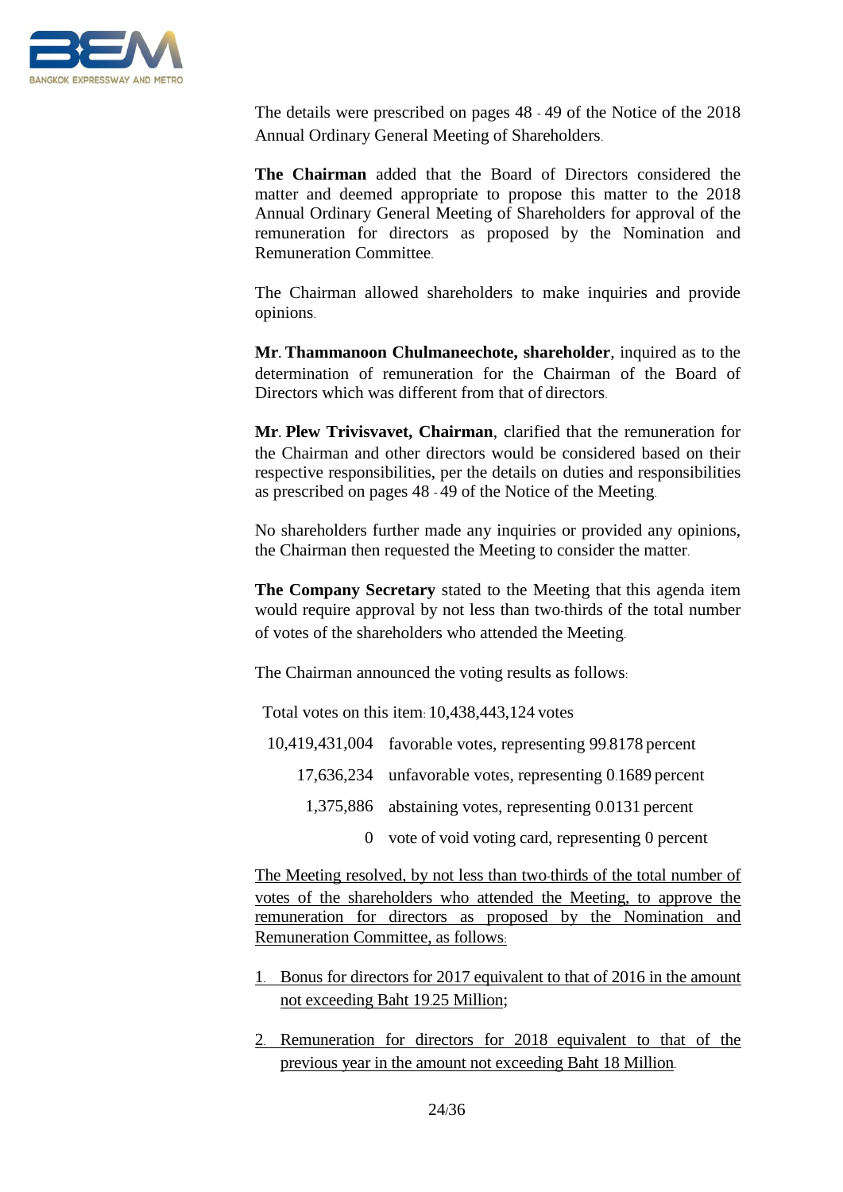The details were prescribed on pages 48 - 49 of the Notice of the 2018 Annual Ordinary General Meeting of Shareholders.

**The Chairman** added that the Board of Directors considered the matter and deemed appropriate to propose this matter to the 2018 Annual Ordinary General Meeting of Shareholders for approval of the remuneration for directors as proposed by the Nomination and Remuneration Committee.

The Chairman allowed shareholders to make inquiries and provide opinions.

**Mr. Thammanoon Chulmaneechote, shareholder**, inquired as to the determination of remuneration for the Chairman of the Board of Directors which was different from that of directors.

**Mr. Plew Trivisvavet, Chairman**, clarified that the remuneration for the Chairman and other directors would be considered based on their respective responsibilities, per the details on duties and responsibilities as prescribed on pages 48 - 49 of the Notice of the Meeting.

No shareholders further made any inquiries or provided any opinions, the Chairman then requested the Meeting to consider the matter.

**The Company Secretary** stated to the Meeting that this agenda item would require approval by not less than two-thirds of the total number of votes of the shareholders who attended the Meeting.

The Chairman announced the voting results as follows:

Total votes on this item: 10,438,443,124 votes

| | |
|---:|---|
| 10,419,431,004 | favorable votes, representing 99.8178 percent |
| 17,636,234 | unfavorable votes, representing 0.1689 percent |
| 1,375,886 | abstaining votes, representing 0.0131 percent |
| 0 | vote of void voting card, representing 0 percent |

<u>The Meeting resolved, by not less than two-thirds of the total number of votes of the shareholders who attended the Meeting, to approve the remuneration for directors as proposed by the Nomination and Remuneration Committee, as follows:</u>

1. <u>Bonus for directors for 2017 equivalent to that of 2016 in the amount not exceeding Baht 19.25 Million;</u>
2. <u>Remuneration for directors for 2018 equivalent to that of the previous year in the amount not exceeding Baht 18 Million.</u>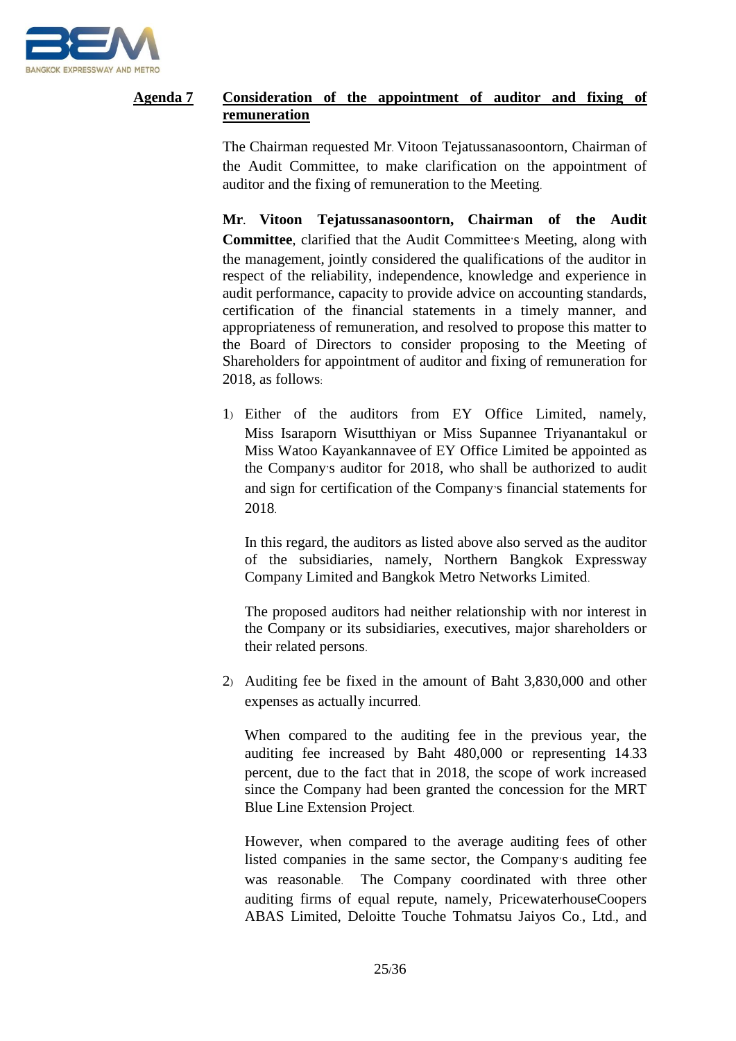**Agenda 7** **Consideration of the appointment of auditor and fixing of remuneration**

The Chairman requested Mr. Vitoon Tejatussanasoontorn, Chairman of the Audit Committee, to make clarification on the appointment of auditor and the fixing of remuneration to the Meeting.

**Mr. Vitoon Tejatussanasoontorn, Chairman of the Audit Committee**, clarified that the Audit Committee's Meeting, along with the management, jointly considered the qualifications of the auditor in respect of the reliability, independence, knowledge and experience in audit performance, capacity to provide advice on accounting standards, certification of the financial statements in a timely manner, and appropriateness of remuneration, and resolved to propose this matter to the Board of Directors to consider proposing to the Meeting of Shareholders for appointment of auditor and fixing of remuneration for 2018, as follows:

1) Either of the auditors from EY Office Limited, namely, Miss Isaraporn Wisutthiyan or Miss Supannee Triyanantakul or Miss Watoo Kayankannavee of EY Office Limited be appointed as the Company's auditor for 2018, who shall be authorized to audit and sign for certification of the Company's financial statements for 2018.

   In this regard, the auditors as listed above also served as the auditor of the subsidiaries, namely, Northern Bangkok Expressway Company Limited and Bangkok Metro Networks Limited.

   The proposed auditors had neither relationship with nor interest in the Company or its subsidiaries, executives, major shareholders or their related persons.

2) Auditing fee be fixed in the amount of Baht 3,830,000 and other expenses as actually incurred.

   When compared to the auditing fee in the previous year, the auditing fee increased by Baht 480,000 or representing 14.33 percent, due to the fact that in 2018, the scope of work increased since the Company had been granted the concession for the MRT Blue Line Extension Project.

   However, when compared to the average auditing fees of other listed companies in the same sector, the Company's auditing fee was reasonable. The Company coordinated with three other auditing firms of equal repute, namely, PricewaterhouseCoopers ABAS Limited, Deloitte Touche Tohmatsu Jaiyos Co., Ltd., and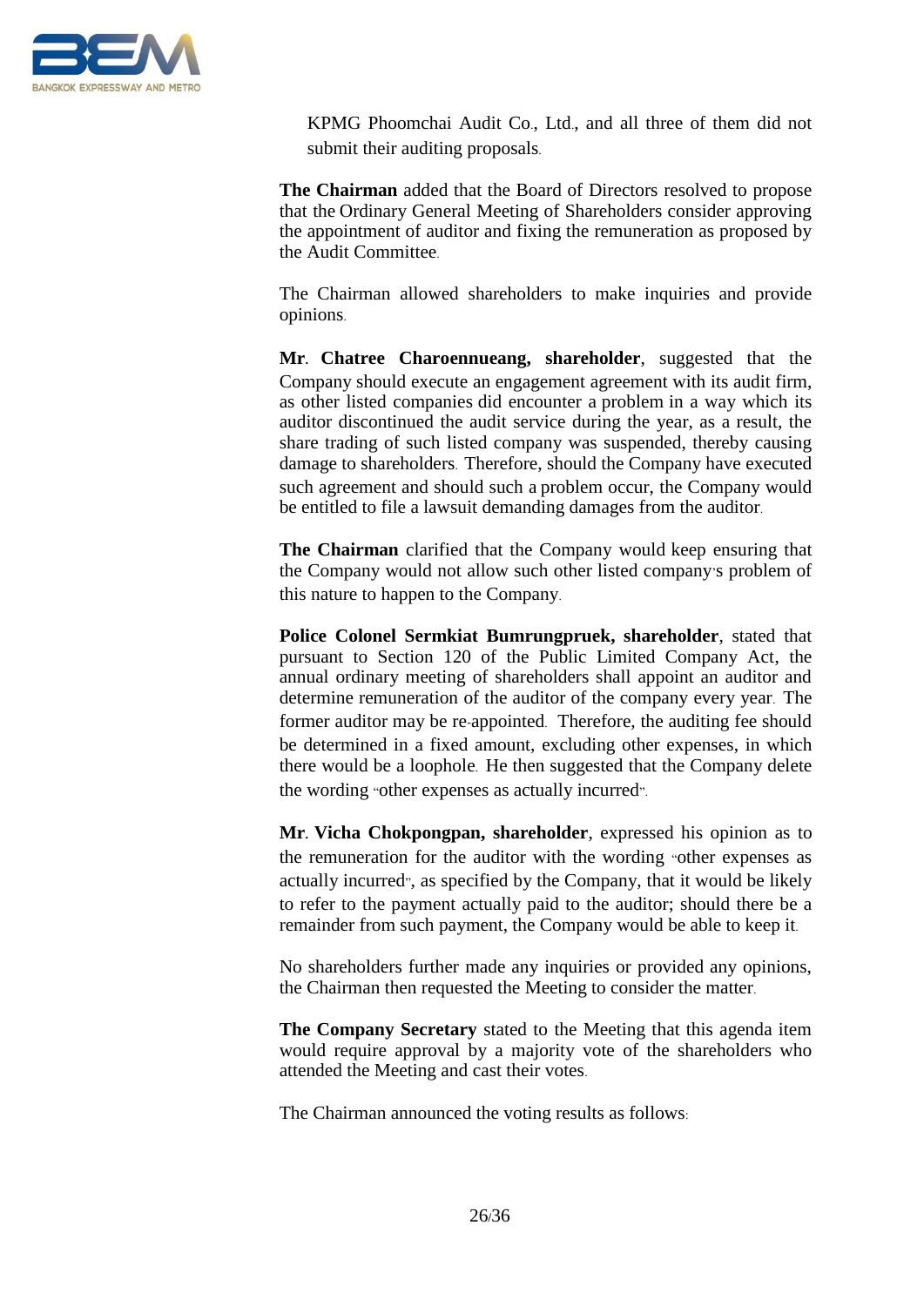KPMG Phoomchai Audit Co., Ltd., and all three of them did not submit their auditing proposals.

**The Chairman** added that the Board of Directors resolved to propose that the Ordinary General Meeting of Shareholders consider approving the appointment of auditor and fixing the remuneration as proposed by the Audit Committee.

The Chairman allowed shareholders to make inquiries and provide opinions.

**Mr. Chatree Charoennueang, shareholder**, suggested that the Company should execute an engagement agreement with its audit firm, as other listed companies did encounter a problem in a way which its auditor discontinued the audit service during the year, as a result, the share trading of such listed company was suspended, thereby causing damage to shareholders. Therefore, should the Company have executed such agreement and should such a problem occur, the Company would be entitled to file a lawsuit demanding damages from the auditor.

**The Chairman** clarified that the Company would keep ensuring that the Company would not allow such other listed company's problem of this nature to happen to the Company.

**Police Colonel Sermkiat Bumrungpruek, shareholder**, stated that pursuant to Section 120 of the Public Limited Company Act, the annual ordinary meeting of shareholders shall appoint an auditor and determine remuneration of the auditor of the company every year. The former auditor may be re-appointed. Therefore, the auditing fee should be determined in a fixed amount, excluding other expenses, in which there would be a loophole. He then suggested that the Company delete the wording "other expenses as actually incurred".

**Mr. Vicha Chokpongpan, shareholder**, expressed his opinion as to the remuneration for the auditor with the wording "other expenses as actually incurred", as specified by the Company, that it would be likely to refer to the payment actually paid to the auditor; should there be a remainder from such payment, the Company would be able to keep it.

No shareholders further made any inquiries or provided any opinions, the Chairman then requested the Meeting to consider the matter.

**The Company Secretary** stated to the Meeting that this agenda item would require approval by a majority vote of the shareholders who attended the Meeting and cast their votes.

The Chairman announced the voting results as follows: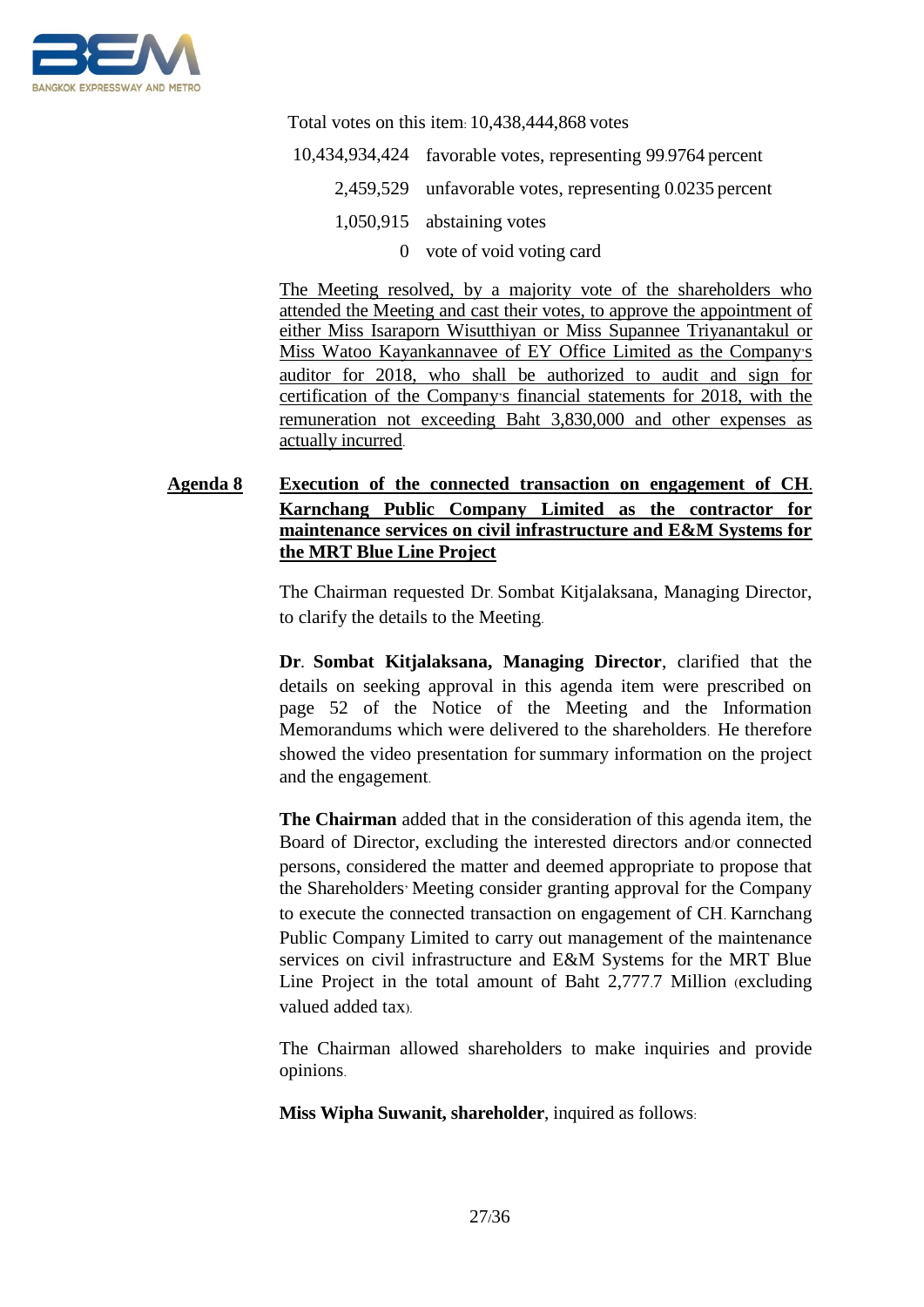Total votes on this item: 10,438,444,868 votes

| | |
|---|---|
| 10,434,934,424 | favorable votes, representing 99.9764 percent |
| 2,459,529 | unfavorable votes, representing 0.0235 percent |
| 1,050,915 | abstaining votes |
| 0 | vote of void voting card |

The Meeting resolved, by a majority vote of the shareholders who attended the Meeting and cast their votes, to approve the appointment of either Miss Isaraporn Wisutthiyan or Miss Supannee Triyanantakul or Miss Watoo Kayankannavee of EY Office Limited as the Company's auditor for 2018, who shall be authorized to audit and sign for certification of the Company's financial statements for 2018, with the remuneration not exceeding Baht 3,830,000 and other expenses as actually incurred.

**Agenda 8 Execution of the connected transaction on engagement of CH. Karnchang Public Company Limited as the contractor for maintenance services on civil infrastructure and E&M Systems for the MRT Blue Line Project**

The Chairman requested Dr. Sombat Kitjalaksana, Managing Director, to clarify the details to the Meeting.

**Dr. Sombat Kitjalaksana, Managing Director**, clarified that the details on seeking approval in this agenda item were prescribed on page 52 of the Notice of the Meeting and the Information Memorandums which were delivered to the shareholders. He therefore showed the video presentation for summary information on the project and the engagement.

**The Chairman** added that in the consideration of this agenda item, the Board of Director, excluding the interested directors and/or connected persons, considered the matter and deemed appropriate to propose that the Shareholders' Meeting consider granting approval for the Company to execute the connected transaction on engagement of CH. Karnchang Public Company Limited to carry out management of the maintenance services on civil infrastructure and E&M Systems for the MRT Blue Line Project in the total amount of Baht 2,777.7 Million (excluding valued added tax).

The Chairman allowed shareholders to make inquiries and provide opinions.

**Miss Wipha Suwanit, shareholder**, inquired as follows: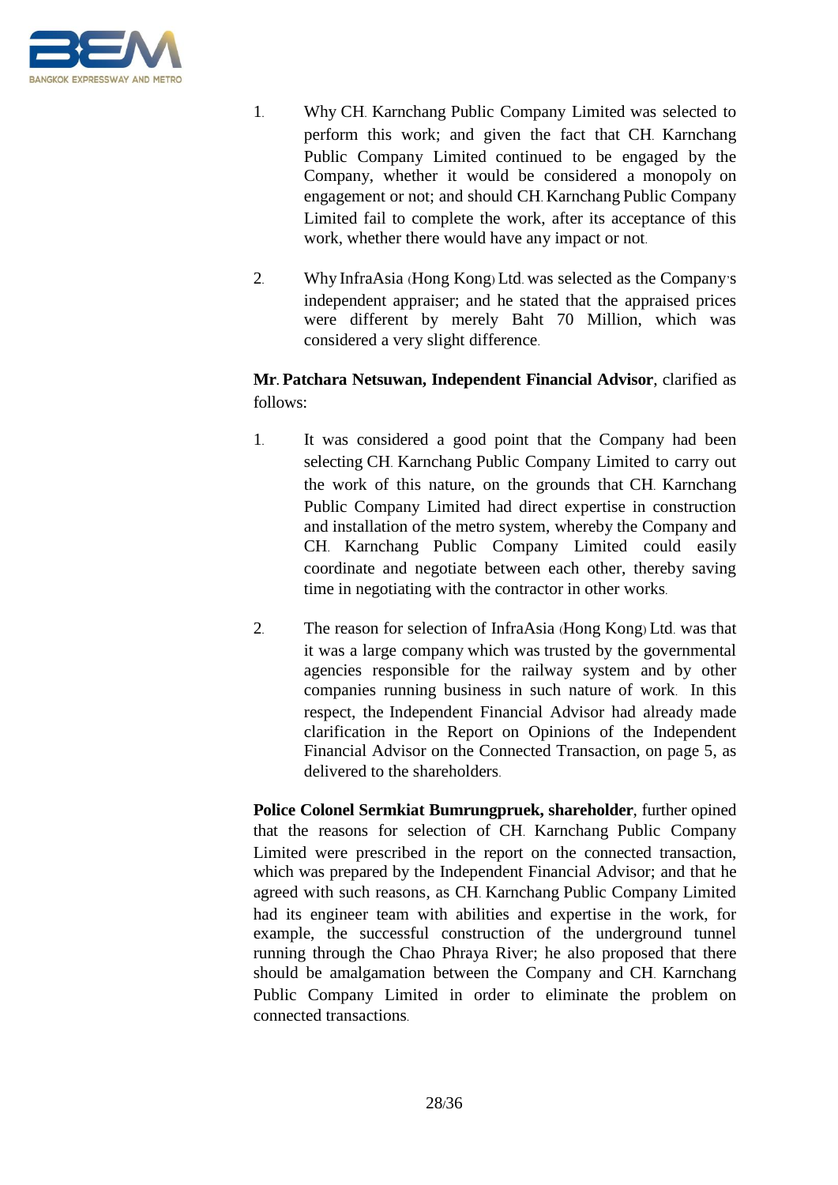1. Why CH. Karnchang Public Company Limited was selected to perform this work; and given the fact that CH. Karnchang Public Company Limited continued to be engaged by the Company, whether it would be considered a monopoly on engagement or not; and should CH. Karnchang Public Company Limited fail to complete the work, after its acceptance of this work, whether there would have any impact or not.

2. Why InfraAsia (Hong Kong) Ltd. was selected as the Company's independent appraiser; and he stated that the appraised prices were different by merely Baht 70 Million, which was considered a very slight difference.

**Mr. Patchara Netsuwan, Independent Financial Advisor**, clarified as follows:

1. It was considered a good point that the Company had been selecting CH. Karnchang Public Company Limited to carry out the work of this nature, on the grounds that CH. Karnchang Public Company Limited had direct expertise in construction and installation of the metro system, whereby the Company and CH. Karnchang Public Company Limited could easily coordinate and negotiate between each other, thereby saving time in negotiating with the contractor in other works.

2. The reason for selection of InfraAsia (Hong Kong) Ltd. was that it was a large company which was trusted by the governmental agencies responsible for the railway system and by other companies running business in such nature of work. In this respect, the Independent Financial Advisor had already made clarification in the Report on Opinions of the Independent Financial Advisor on the Connected Transaction, on page 5, as delivered to the shareholders.

**Police Colonel Sermkiat Bumrungpruek, shareholder**, further opined that the reasons for selection of CH. Karnchang Public Company Limited were prescribed in the report on the connected transaction, which was prepared by the Independent Financial Advisor; and that he agreed with such reasons, as CH. Karnchang Public Company Limited had its engineer team with abilities and expertise in the work, for example, the successful construction of the underground tunnel running through the Chao Phraya River; he also proposed that there should be amalgamation between the Company and CH. Karnchang Public Company Limited in order to eliminate the problem on connected transactions.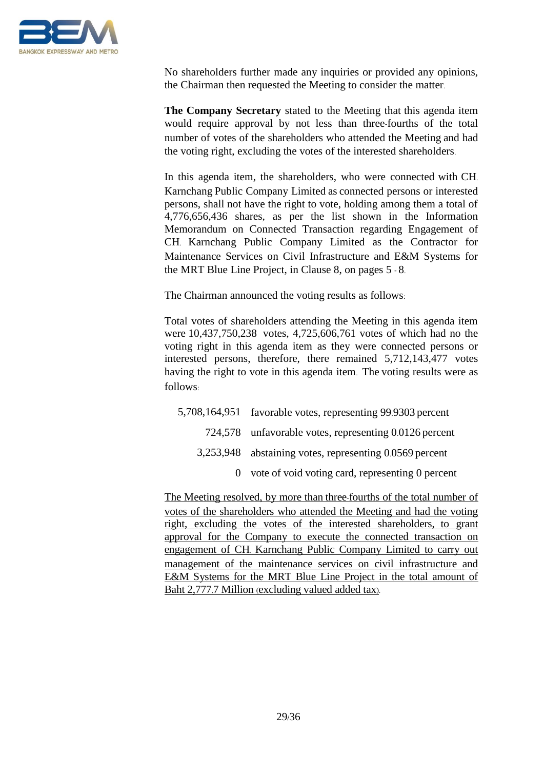No shareholders further made any inquiries or provided any opinions, the Chairman then requested the Meeting to consider the matter.

**The Company Secretary** stated to the Meeting that this agenda item would require approval by not less than three-fourths of the total number of votes of the shareholders who attended the Meeting and had the voting right, excluding the votes of the interested shareholders.

In this agenda item, the shareholders, who were connected with CH. Karnchang Public Company Limited as connected persons or interested persons, shall not have the right to vote, holding among them a total of 4,776,656,436 shares, as per the list shown in the Information Memorandum on Connected Transaction regarding Engagement of CH. Karnchang Public Company Limited as the Contractor for Maintenance Services on Civil Infrastructure and E&M Systems for the MRT Blue Line Project, in Clause 8, on pages 5 - 8.

The Chairman announced the voting results as follows:

Total votes of shareholders attending the Meeting in this agenda item were 10,437,750,238 votes, 4,725,606,761 votes of which had no the voting right in this agenda item as they were connected persons or interested persons, therefore, there remained 5,712,143,477 votes having the right to vote in this agenda item. The voting results were as follows:

| | |
|---:|---|
| 5,708,164,951 | favorable votes, representing 99.9303 percent |
| 724,578 | unfavorable votes, representing 0.0126 percent |
| 3,253,948 | abstaining votes, representing 0.0569 percent |
| 0 | vote of void voting card, representing 0 percent |

<u>The Meeting resolved, by more than three-fourths of the total number of votes of the shareholders who attended the Meeting and had the voting right, excluding the votes of the interested shareholders, to grant approval for the Company to execute the connected transaction on engagement of CH. Karnchang Public Company Limited to carry out management of the maintenance services on civil infrastructure and E&M Systems for the MRT Blue Line Project in the total amount of Baht 2,777.7 Million (excluding valued added tax).</u>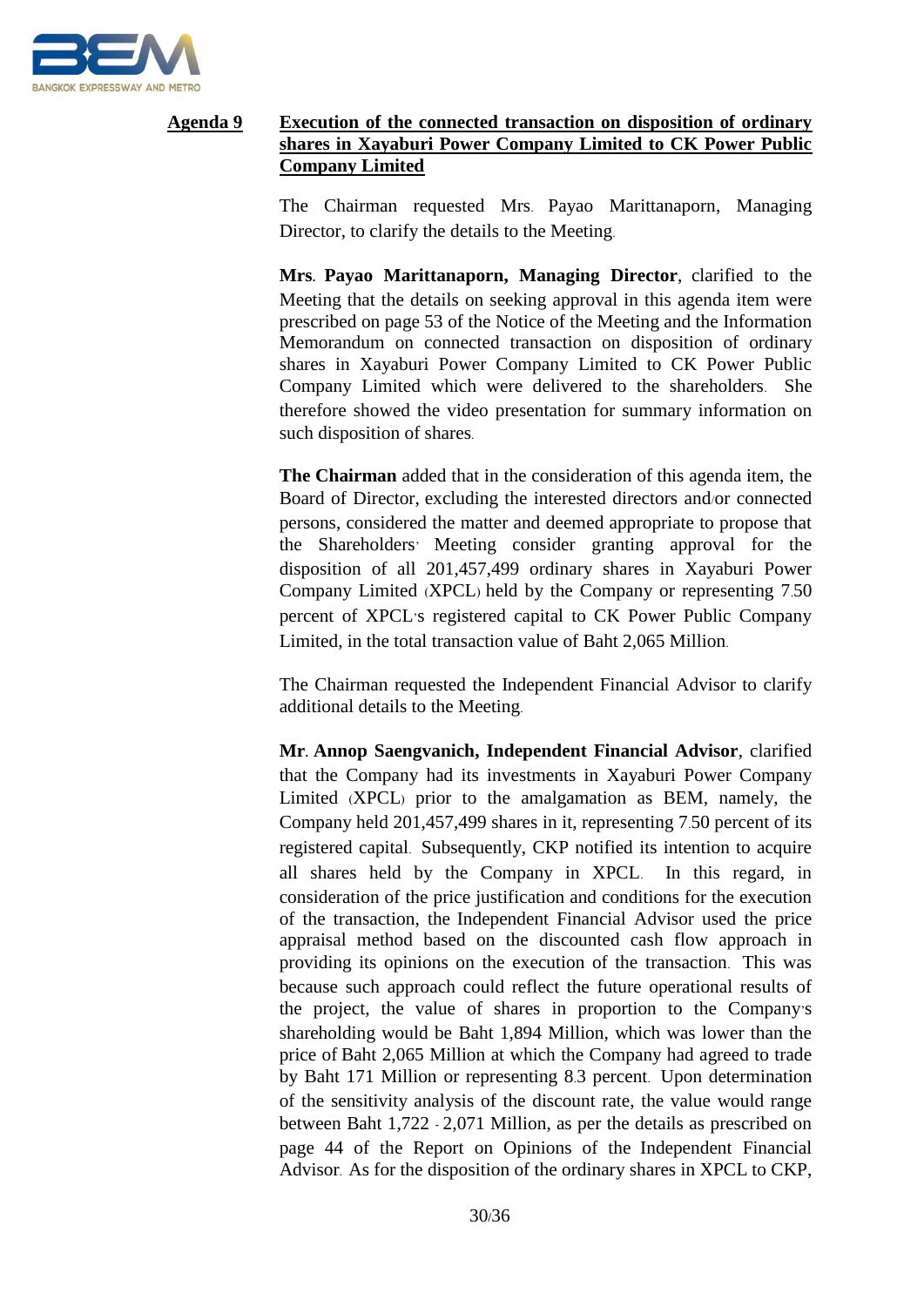**Agenda 9** **Execution of the connected transaction on disposition of ordinary shares in Xayaburi Power Company Limited to CK Power Public Company Limited**

The Chairman requested Mrs. Payao Marittanaporn, Managing Director, to clarify the details to the Meeting.

**Mrs. Payao Marittanaporn, Managing Director**, clarified to the Meeting that the details on seeking approval in this agenda item were prescribed on page 53 of the Notice of the Meeting and the Information Memorandum on connected transaction on disposition of ordinary shares in Xayaburi Power Company Limited to CK Power Public Company Limited which were delivered to the shareholders. She therefore showed the video presentation for summary information on such disposition of shares.

**The Chairman** added that in the consideration of this agenda item, the Board of Director, excluding the interested directors and/or connected persons, considered the matter and deemed appropriate to propose that the Shareholders' Meeting consider granting approval for the disposition of all 201,457,499 ordinary shares in Xayaburi Power Company Limited (XPCL) held by the Company or representing 7.50 percent of XPCL's registered capital to CK Power Public Company Limited, in the total transaction value of Baht 2,065 Million.

The Chairman requested the Independent Financial Advisor to clarify additional details to the Meeting.

**Mr. Annop Saengvanich, Independent Financial Advisor**, clarified that the Company had its investments in Xayaburi Power Company Limited (XPCL) prior to the amalgamation as BEM, namely, the Company held 201,457,499 shares in it, representing 7.50 percent of its registered capital. Subsequently, CKP notified its intention to acquire all shares held by the Company in XPCL. In this regard, in consideration of the price justification and conditions for the execution of the transaction, the Independent Financial Advisor used the price appraisal method based on the discounted cash flow approach in providing its opinions on the execution of the transaction. This was because such approach could reflect the future operational results of the project, the value of shares in proportion to the Company's shareholding would be Baht 1,894 Million, which was lower than the price of Baht 2,065 Million at which the Company had agreed to trade by Baht 171 Million or representing 8.3 percent. Upon determination of the sensitivity analysis of the discount rate, the value would range between Baht 1,722 - 2,071 Million, as per the details as prescribed on page 44 of the Report on Opinions of the Independent Financial Advisor. As for the disposition of the ordinary shares in XPCL to CKP,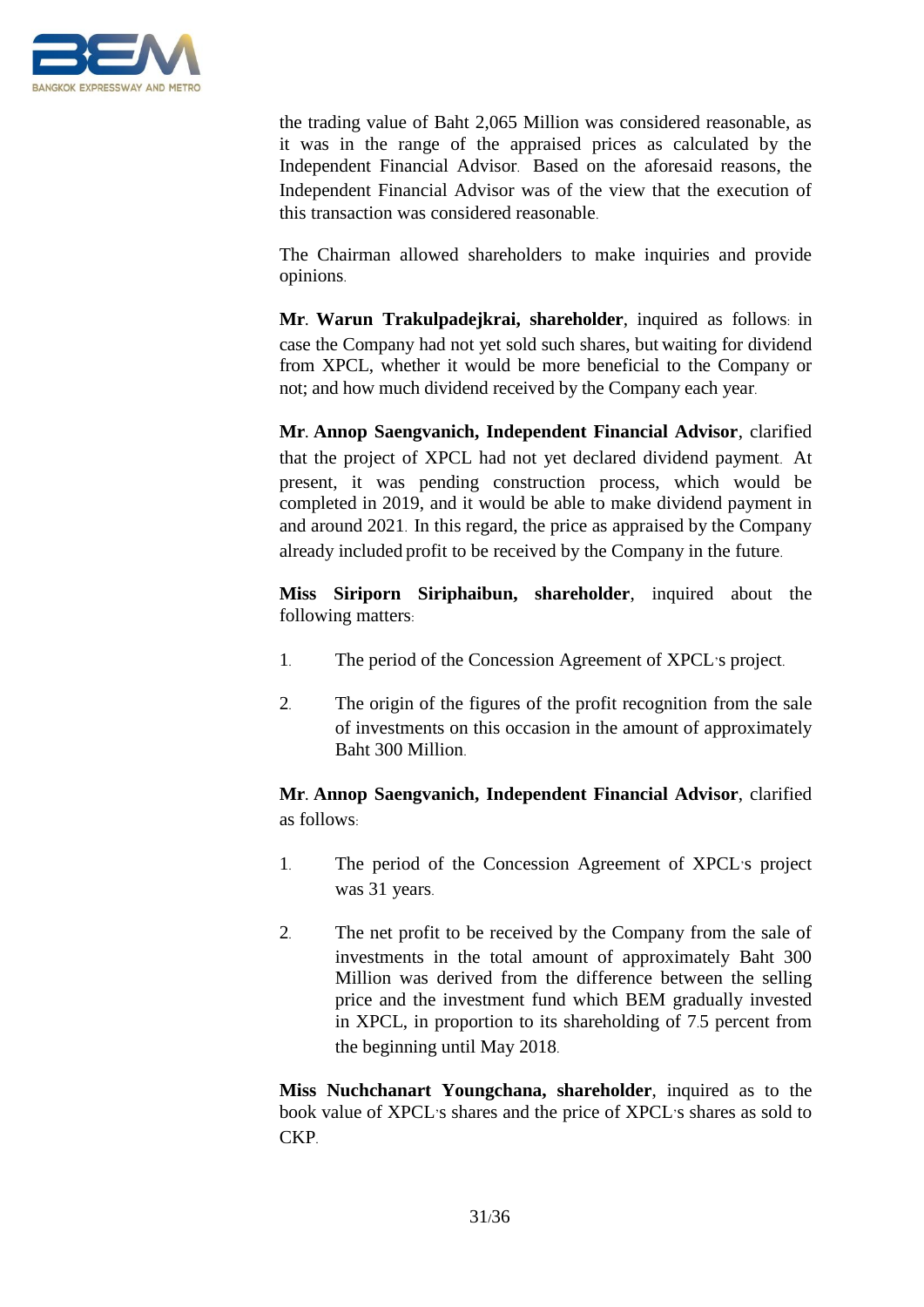the trading value of Baht 2,065 Million was considered reasonable, as it was in the range of the appraised prices as calculated by the Independent Financial Advisor. Based on the aforesaid reasons, the Independent Financial Advisor was of the view that the execution of this transaction was considered reasonable.

The Chairman allowed shareholders to make inquiries and provide opinions.

**Mr. Warun Trakulpadejkrai, shareholder**, inquired as follows: in case the Company had not yet sold such shares, but waiting for dividend from XPCL, whether it would be more beneficial to the Company or not; and how much dividend received by the Company each year.

**Mr. Annop Saengvanich, Independent Financial Advisor**, clarified that the project of XPCL had not yet declared dividend payment. At present, it was pending construction process, which would be completed in 2019, and it would be able to make dividend payment in and around 2021. In this regard, the price as appraised by the Company already included profit to be received by the Company in the future.

**Miss Siriporn Siriphaibun, shareholder**, inquired about the following matters:

1. The period of the Concession Agreement of XPCL's project.

2. The origin of the figures of the profit recognition from the sale of investments on this occasion in the amount of approximately Baht 300 Million.

**Mr. Annop Saengvanich, Independent Financial Advisor**, clarified as follows:

1. The period of the Concession Agreement of XPCL's project was 31 years.

2. The net profit to be received by the Company from the sale of investments in the total amount of approximately Baht 300 Million was derived from the difference between the selling price and the investment fund which BEM gradually invested in XPCL, in proportion to its shareholding of 7.5 percent from the beginning until May 2018.

**Miss Nuchchanart Youngchana, shareholder**, inquired as to the book value of XPCL's shares and the price of XPCL's shares as sold to CKP.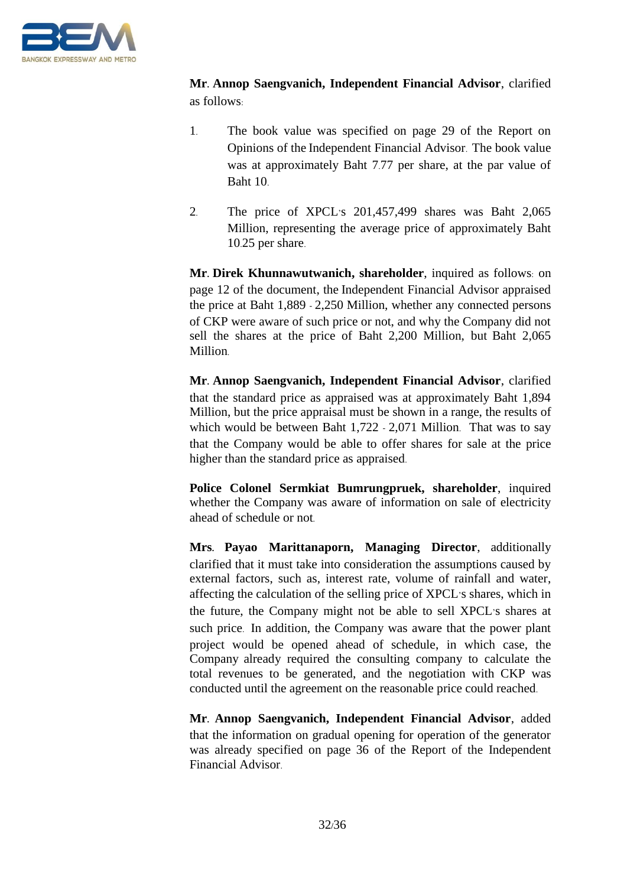**Mr. Annop Saengvanich, Independent Financial Advisor**, clarified as follows:

1. The book value was specified on page 29 of the Report on Opinions of the Independent Financial Advisor. The book value was at approximately Baht 7.77 per share, at the par value of Baht 10.

2. The price of XPCL's 201,457,499 shares was Baht 2,065 Million, representing the average price of approximately Baht 10.25 per share.

**Mr. Direk Khunnawutwanich, shareholder**, inquired as follows: on page 12 of the document, the Independent Financial Advisor appraised the price at Baht 1,889 - 2,250 Million, whether any connected persons of CKP were aware of such price or not, and why the Company did not sell the shares at the price of Baht 2,200 Million, but Baht 2,065 Million.

**Mr. Annop Saengvanich, Independent Financial Advisor**, clarified that the standard price as appraised was at approximately Baht 1,894 Million, but the price appraisal must be shown in a range, the results of which would be between Baht 1,722 - 2,071 Million. That was to say that the Company would be able to offer shares for sale at the price higher than the standard price as appraised.

**Police Colonel Sermkiat Bumrungpruek, shareholder**, inquired whether the Company was aware of information on sale of electricity ahead of schedule or not.

**Mrs. Payao Marittanaporn, Managing Director**, additionally clarified that it must take into consideration the assumptions caused by external factors, such as, interest rate, volume of rainfall and water, affecting the calculation of the selling price of XPCL's shares, which in the future, the Company might not be able to sell XPCL's shares at such price. In addition, the Company was aware that the power plant project would be opened ahead of schedule, in which case, the Company already required the consulting company to calculate the total revenues to be generated, and the negotiation with CKP was conducted until the agreement on the reasonable price could reached.

**Mr. Annop Saengvanich, Independent Financial Advisor**, added that the information on gradual opening for operation of the generator was already specified on page 36 of the Report of the Independent Financial Advisor.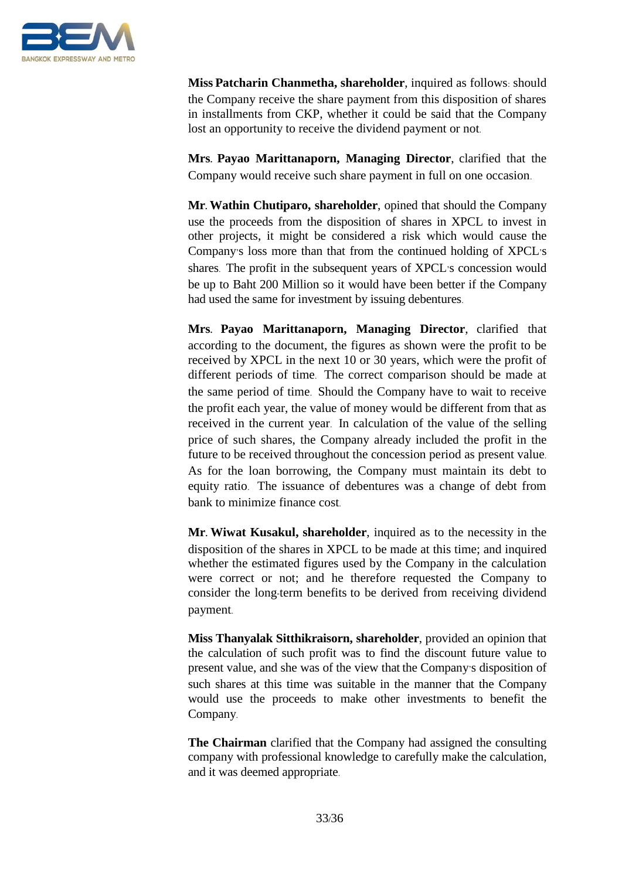**Miss Patcharin Chanmetha, shareholder**, inquired as follows: should the Company receive the share payment from this disposition of shares in installments from CKP, whether it could be said that the Company lost an opportunity to receive the dividend payment or not.

**Mrs. Payao Marittanaporn, Managing Director**, clarified that the Company would receive such share payment in full on one occasion.

**Mr. Wathin Chutiparo, shareholder**, opined that should the Company use the proceeds from the disposition of shares in XPCL to invest in other projects, it might be considered a risk which would cause the Company's loss more than that from the continued holding of XPCL's shares. The profit in the subsequent years of XPCL's concession would be up to Baht 200 Million so it would have been better if the Company had used the same for investment by issuing debentures.

**Mrs. Payao Marittanaporn, Managing Director**, clarified that according to the document, the figures as shown were the profit to be received by XPCL in the next 10 or 30 years, which were the profit of different periods of time. The correct comparison should be made at the same period of time. Should the Company have to wait to receive the profit each year, the value of money would be different from that as received in the current year. In calculation of the value of the selling price of such shares, the Company already included the profit in the future to be received throughout the concession period as present value. As for the loan borrowing, the Company must maintain its debt to equity ratio. The issuance of debentures was a change of debt from bank to minimize finance cost.

**Mr. Wiwat Kusakul, shareholder**, inquired as to the necessity in the disposition of the shares in XPCL to be made at this time; and inquired whether the estimated figures used by the Company in the calculation were correct or not; and he therefore requested the Company to consider the long-term benefits to be derived from receiving dividend payment.

**Miss Thanyalak Sitthikraisorn, shareholder**, provided an opinion that the calculation of such profit was to find the discount future value to present value, and she was of the view that the Company's disposition of such shares at this time was suitable in the manner that the Company would use the proceeds to make other investments to benefit the Company.

**The Chairman** clarified that the Company had assigned the consulting company with professional knowledge to carefully make the calculation, and it was deemed appropriate.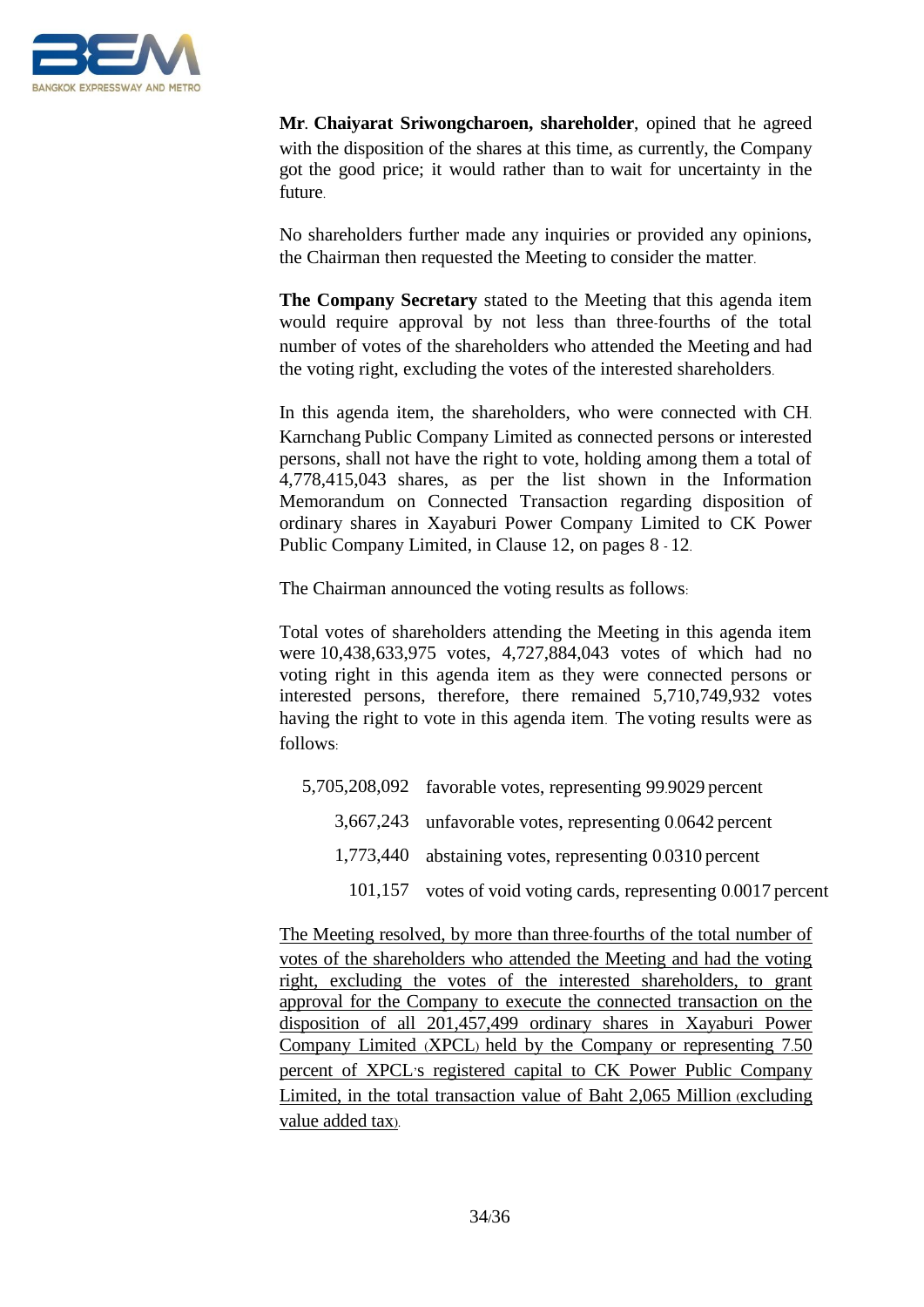**Mr. Chaiyarat Sriwongcharoen, shareholder**, opined that he agreed with the disposition of the shares at this time, as currently, the Company got the good price; it would rather than to wait for uncertainty in the future.

No shareholders further made any inquiries or provided any opinions, the Chairman then requested the Meeting to consider the matter.

**The Company Secretary** stated to the Meeting that this agenda item would require approval by not less than three-fourths of the total number of votes of the shareholders who attended the Meeting and had the voting right, excluding the votes of the interested shareholders.

In this agenda item, the shareholders, who were connected with CH. Karnchang Public Company Limited as connected persons or interested persons, shall not have the right to vote, holding among them a total of 4,778,415,043 shares, as per the list shown in the Information Memorandum on Connected Transaction regarding disposition of ordinary shares in Xayaburi Power Company Limited to CK Power Public Company Limited, in Clause 12, on pages 8 - 12.

The Chairman announced the voting results as follows:

Total votes of shareholders attending the Meeting in this agenda item were 10,438,633,975 votes, 4,727,884,043 votes of which had no voting right in this agenda item as they were connected persons or interested persons, therefore, there remained 5,710,749,932 votes having the right to vote in this agenda item. The voting results were as follows:

| | |
|---:|---|
| 5,705,208,092 | favorable votes, representing 99.9029 percent |
| 3,667,243 | unfavorable votes, representing 0.0642 percent |
| 1,773,440 | abstaining votes, representing 0.0310 percent |
| 101,157 | votes of void voting cards, representing 0.0017 percent |

<u>The Meeting resolved, by more than three-fourths of the total number of votes of the shareholders who attended the Meeting and had the voting right, excluding the votes of the interested shareholders, to grant approval for the Company to execute the connected transaction on the disposition of all 201,457,499 ordinary shares in Xayaburi Power Company Limited (XPCL) held by the Company or representing 7.50 percent of XPCL's registered capital to CK Power Public Company Limited, in the total transaction value of Baht 2,065 Million (excluding value added tax).</u>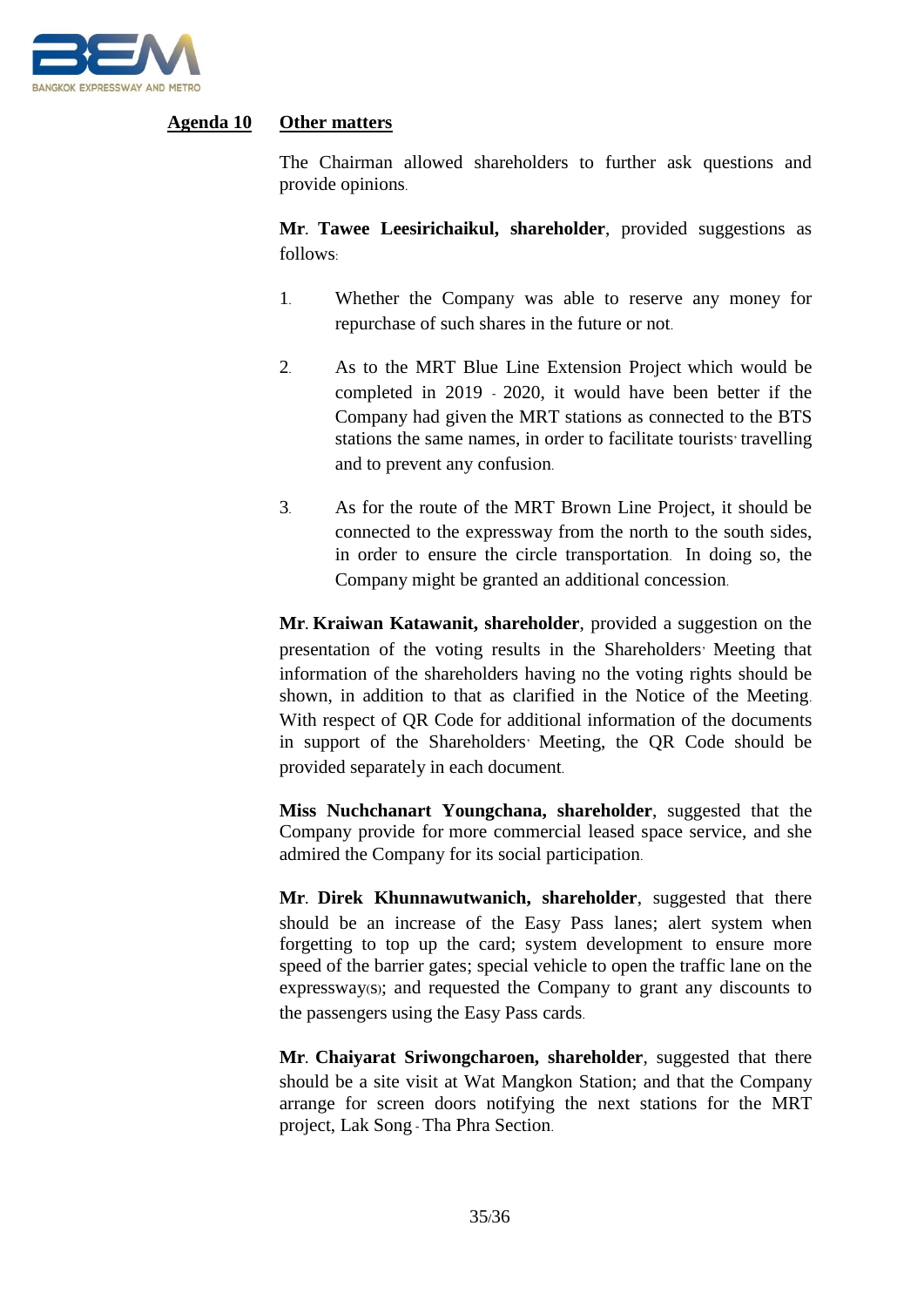**Agenda 10** **Other matters**

The Chairman allowed shareholders to further ask questions and provide opinions.

**Mr. Tawee Leesirichaikul, shareholder**, provided suggestions as follows:

1. Whether the Company was able to reserve any money for repurchase of such shares in the future or not.

2. As to the MRT Blue Line Extension Project which would be completed in 2019 - 2020, it would have been better if the Company had given the MRT stations as connected to the BTS stations the same names, in order to facilitate tourists' travelling and to prevent any confusion.

3. As for the route of the MRT Brown Line Project, it should be connected to the expressway from the north to the south sides, in order to ensure the circle transportation. In doing so, the Company might be granted an additional concession.

**Mr. Kraiwan Katawanit, shareholder**, provided a suggestion on the presentation of the voting results in the Shareholders' Meeting that information of the shareholders having no the voting rights should be shown, in addition to that as clarified in the Notice of the Meeting. With respect of QR Code for additional information of the documents in support of the Shareholders' Meeting, the QR Code should be provided separately in each document.

**Miss Nuchchanart Youngchana, shareholder**, suggested that the Company provide for more commercial leased space service, and she admired the Company for its social participation.

**Mr. Direk Khunnawutwanich, shareholder**, suggested that there should be an increase of the Easy Pass lanes; alert system when forgetting to top up the card; system development to ensure more speed of the barrier gates; special vehicle to open the traffic lane on the expressway(s); and requested the Company to grant any discounts to the passengers using the Easy Pass cards.

**Mr. Chaiyarat Sriwongcharoen, shareholder**, suggested that there should be a site visit at Wat Mangkon Station; and that the Company arrange for screen doors notifying the next stations for the MRT project, Lak Song - Tha Phra Section.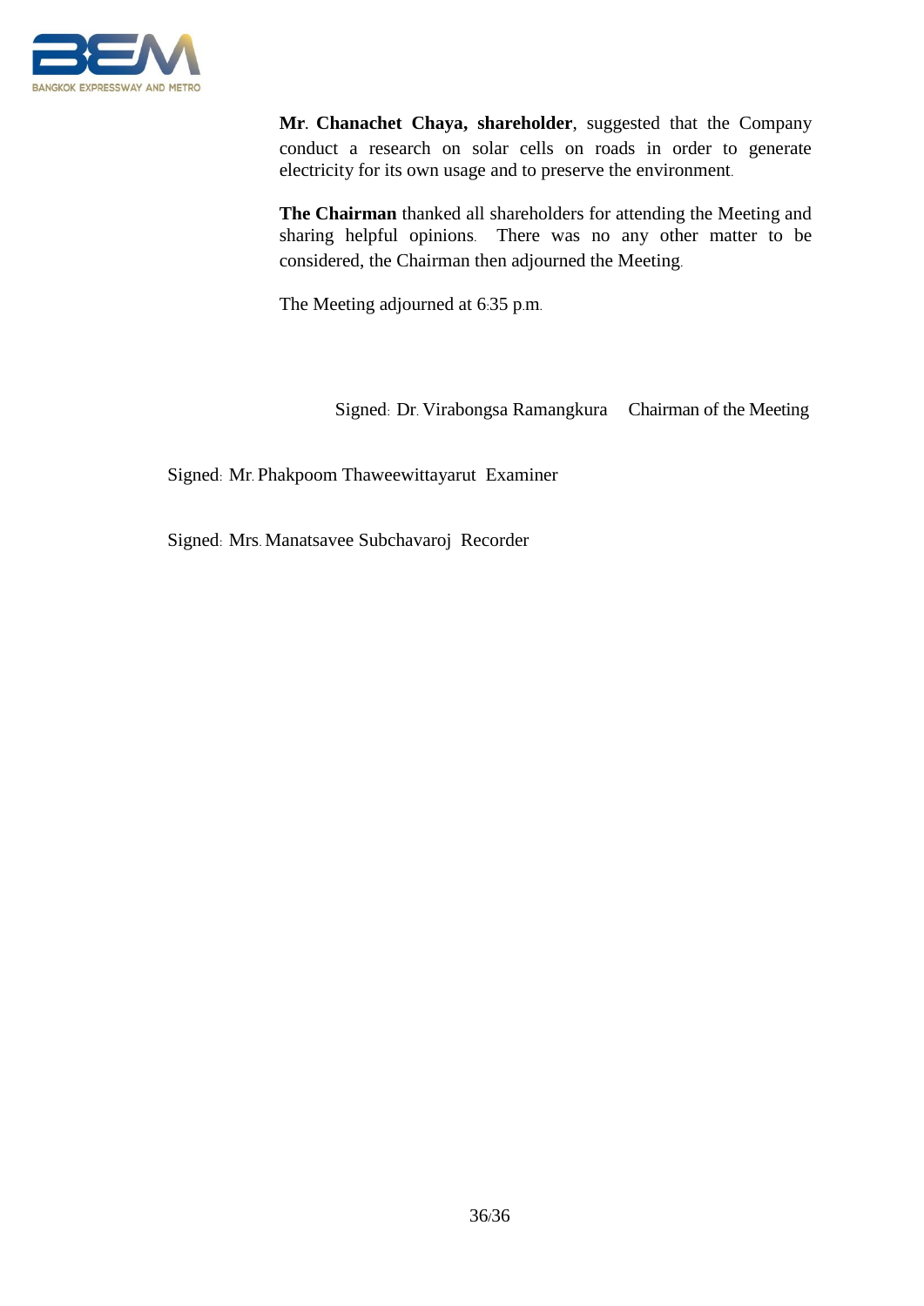**Mr. Chanachet Chaya, shareholder**, suggested that the Company conduct a research on solar cells on roads in order to generate electricity for its own usage and to preserve the environment.

**The Chairman** thanked all shareholders for attending the Meeting and sharing helpful opinions. There was no any other matter to be considered, the Chairman then adjourned the Meeting.

The Meeting adjourned at 6:35 p.m.

Signed: Dr. Virabongsa Ramangkura Chairman of the Meeting

Signed: Mr. Phakpoom Thaweewittayarut Examiner

Signed: Mrs. Manatsavee Subchavaroj Recorder